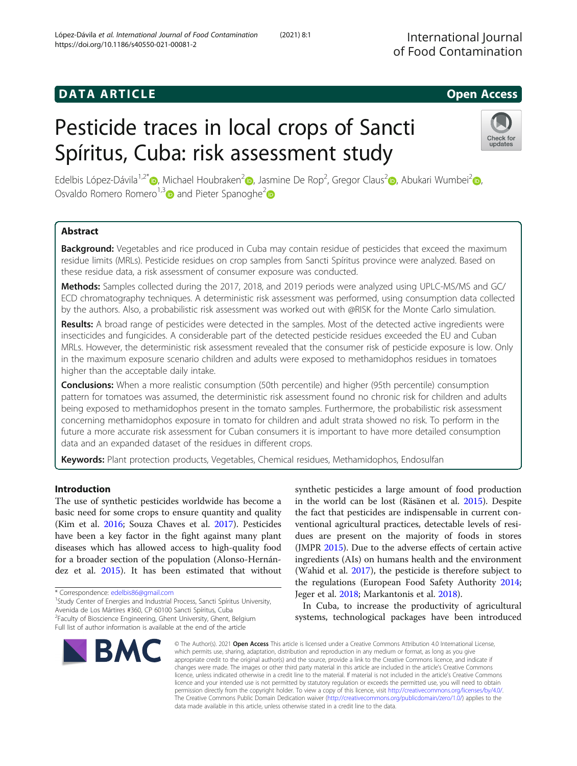DATA ARTICLE

Open Access

# Pesticide traces in local crops of Sancti Spíritus, Cuba: risk assessment study

Edelbis López-Dávila[1,2*], Michael Houbraken[2], Jasmine De Rop[2], Gregor Claus[2], Abukari Wumbei[2], Osvaldo Romero Romero[1,3] and Pieter Spanoghe[2]

## Abstract

**Background:** Vegetables and rice produced in Cuba may contain residue of pesticides that exceed the maximum residue limits (MRLs). Pesticide residues on crop samples from Sancti Spíritus province were analyzed. Based on these residue data, a risk assessment of consumer exposure was conducted.

**Methods:** Samples collected during the 2017, 2018, and 2019 periods were analyzed using UPLC-MS/MS and GC/ECD chromatography techniques. A deterministic risk assessment was performed, using consumption data collected by the authors. Also, a probabilistic risk assessment was worked out with @RISK for the Monte Carlo simulation.

**Results:** A broad range of pesticides were detected in the samples. Most of the detected active ingredients were insecticides and fungicides. A considerable part of the detected pesticide residues exceeded the EU and Cuban MRLs. However, the deterministic risk assessment revealed that the consumer risk of pesticide exposure is low. Only in the maximum exposure scenario children and adults were exposed to methamidophos residues in tomatoes higher than the acceptable daily intake.

**Conclusions:** When a more realistic consumption (50th percentile) and higher (95th percentile) consumption pattern for tomatoes was assumed, the deterministic risk assessment found no chronic risk for children and adults being exposed to methamidophos present in the tomato samples. Furthermore, the probabilistic risk assessment concerning methamidophos exposure in tomato for children and adult strata showed no risk. To perform in the future a more accurate risk assessment for Cuban consumers it is important to have more detailed consumption data and an expanded dataset of the residues in different crops.

**Keywords:** Plant protection products, Vegetables, Chemical residues, Methamidophos, Endosulfan

## Introduction

The use of synthetic pesticides worldwide has become a basic need for some crops to ensure quantity and quality (Kim et al. 2016; Souza Chaves et al. 2017). Pesticides have been a key factor in the fight against many plant diseases which has allowed access to high-quality food for a broader section of the population (Alonso-Hernández et al. 2015). It has been estimated that without synthetic pesticides a large amount of food production in the world can be lost (Räsänen et al. 2015). Despite the fact that pesticides are indispensable in current conventional agricultural practices, detectable levels of residues are present on the majority of foods in stores (JMPR 2015). Due to the adverse effects of certain active ingredients (AIs) on humans health and the environment (Wahid et al. 2017), the pesticide is therefore subject to the regulations (European Food Safety Authority 2014; Jeger et al. 2018; Markantonis et al. 2018).

In Cuba, to increase the productivity of agricultural systems, technological packages have been introduced

* Correspondence: edelbis86@gmail.com
[1]Study Center of Energies and Industrial Process, Sancti Spíritus University, Avenida de Los Mártires #360, CP 60100 Sancti Spíritus, Cuba
[2]Faculty of Bioscience Engineering, Ghent University, Ghent, Belgium
Full list of author information is available at the end of the article

© The Author(s). 2021 **Open Access** This article is licensed under a Creative Commons Attribution 4.0 International License, which permits use, sharing, adaptation, distribution and reproduction in any medium or format, as long as you give appropriate credit to the original author(s) and the source, provide a link to the Creative Commons licence, and indicate if changes were made. The images or other third party material in this article are included in the article's Creative Commons licence, unless indicated otherwise in a credit line to the material. If material is not included in the article's Creative Commons licence and your intended use is not permitted by statutory regulation or exceeds the permitted use, you will need to obtain permission directly from the copyright holder. To view a copy of this licence, visit http://creativecommons.org/licenses/by/4.0/. The Creative Commons Public Domain Dedication waiver (http://creativecommons.org/publicdomain/zero/1.0/) applies to the data made available in this article, unless otherwise stated in a credit line to the data.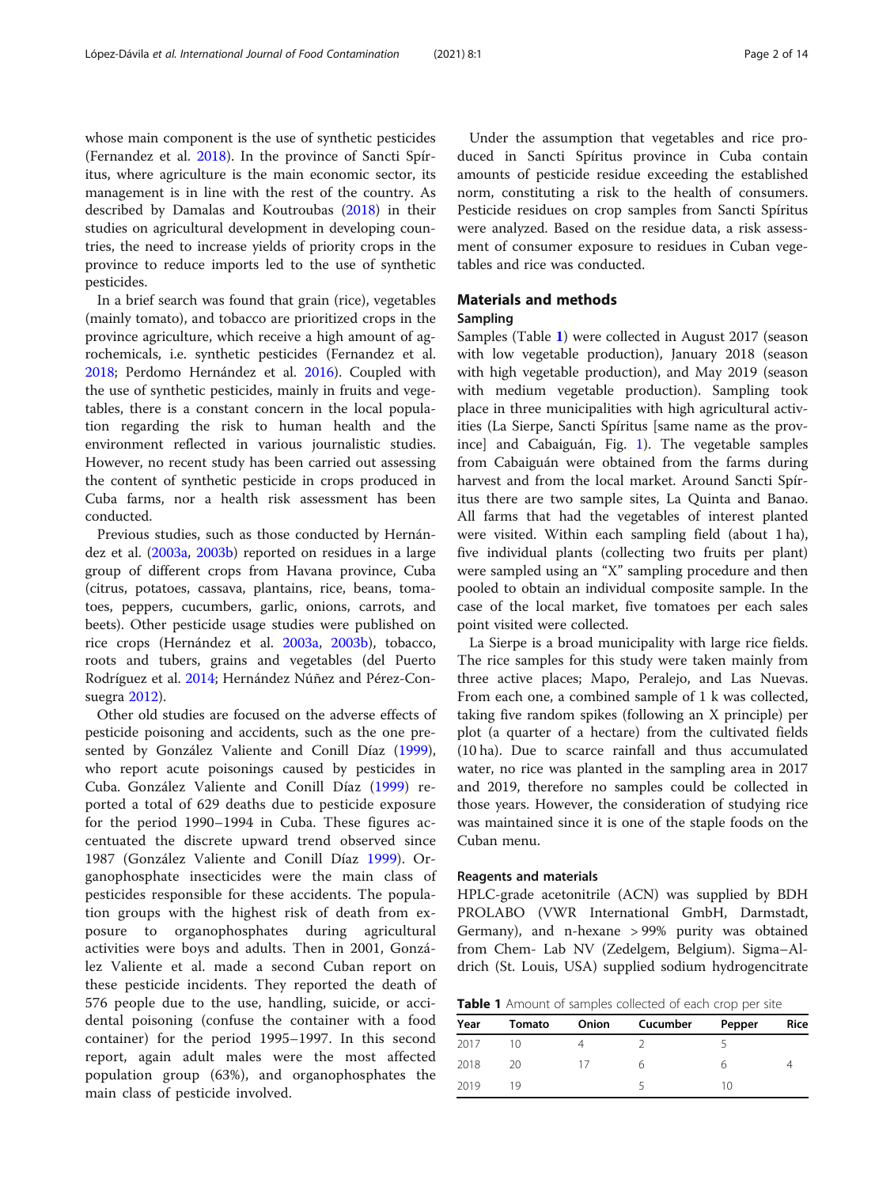whose main component is the use of synthetic pesticides (Fernandez et al. 2018). In the province of Sancti Spíritus, where agriculture is the main economic sector, its management is in line with the rest of the country. As described by Damalas and Koutroubas (2018) in their studies on agricultural development in developing countries, the need to increase yields of priority crops in the province to reduce imports led to the use of synthetic pesticides.

In a brief search was found that grain (rice), vegetables (mainly tomato), and tobacco are prioritized crops in the province agriculture, which receive a high amount of agrochemicals, i.e. synthetic pesticides (Fernandez et al. 2018; Perdomo Hernández et al. 2016). Coupled with the use of synthetic pesticides, mainly in fruits and vegetables, there is a constant concern in the local population regarding the risk to human health and the environment reflected in various journalistic studies. However, no recent study has been carried out assessing the content of synthetic pesticide in crops produced in Cuba farms, nor a health risk assessment has been conducted.

Previous studies, such as those conducted by Hernández et al. (2003a, 2003b) reported on residues in a large group of different crops from Havana province, Cuba (citrus, potatoes, cassava, plantains, rice, beans, tomatoes, peppers, cucumbers, garlic, onions, carrots, and beets). Other pesticide usage studies were published on rice crops (Hernández et al. 2003a, 2003b), tobacco, roots and tubers, grains and vegetables (del Puerto Rodríguez et al. 2014; Hernández Núñez and Pérez-Consuegra 2012).

Other old studies are focused on the adverse effects of pesticide poisoning and accidents, such as the one presented by González Valiente and Conill Díaz (1999), who report acute poisonings caused by pesticides in Cuba. González Valiente and Conill Díaz (1999) reported a total of 629 deaths due to pesticide exposure for the period 1990–1994 in Cuba. These figures accentuated the discrete upward trend observed since 1987 (González Valiente and Conill Díaz 1999). Organophosphate insecticides were the main class of pesticides responsible for these accidents. The population groups with the highest risk of death from exposure to organophosphates during agricultural activities were boys and adults. Then in 2001, González Valiente et al. made a second Cuban report on these pesticide incidents. They reported the death of 576 people due to the use, handling, suicide, or accidental poisoning (confuse the container with a food container) for the period 1995–1997. In this second report, again adult males were the most affected population group (63%), and organophosphates the main class of pesticide involved.

Under the assumption that vegetables and rice produced in Sancti Spíritus province in Cuba contain amounts of pesticide residue exceeding the established norm, constituting a risk to the health of consumers. Pesticide residues on crop samples from Sancti Spíritus were analyzed. Based on the residue data, a risk assessment of consumer exposure to residues in Cuban vegetables and rice was conducted.

## Materials and methods

### Sampling

Samples (Table 1) were collected in August 2017 (season with low vegetable production), January 2018 (season with high vegetable production), and May 2019 (season with medium vegetable production). Sampling took place in three municipalities with high agricultural activities (La Sierpe, Sancti Spíritus [same name as the province] and Cabaiguán, Fig. 1). The vegetable samples from Cabaiguán were obtained from the farms during harvest and from the local market. Around Sancti Spíritus there are two sample sites, La Quinta and Banao. All farms that had the vegetables of interest planted were visited. Within each sampling field (about 1 ha), five individual plants (collecting two fruits per plant) were sampled using an "X" sampling procedure and then pooled to obtain an individual composite sample. In the case of the local market, five tomatoes per each sales point visited were collected.

La Sierpe is a broad municipality with large rice fields. The rice samples for this study were taken mainly from three active places; Mapo, Peralejo, and Las Nuevas. From each one, a combined sample of 1 k was collected, taking five random spikes (following an X principle) per plot (a quarter of a hectare) from the cultivated fields (10 ha). Due to scarce rainfall and thus accumulated water, no rice was planted in the sampling area in 2017 and 2019, therefore no samples could be collected in those years. However, the consideration of studying rice was maintained since it is one of the staple foods on the Cuban menu.

### Reagents and materials

HPLC-grade acetonitrile (ACN) was supplied by BDH PROLABO (VWR International GmbH, Darmstadt, Germany), and n-hexane > 99% purity was obtained from Chem- Lab NV (Zedelgem, Belgium). Sigma–Aldrich (St. Louis, USA) supplied sodium hydrogencitrate

**Table 1** Amount of samples collected of each crop per site

| Year | Tomato | Onion | Cucumber | Pepper | Rice |
|---|---|---|---|---|---|
| 2017 | 10 | 4 | 2 | 5 | |
| 2018 | 20 | 17 | 6 | 6 | 4 |
| 2019 | 19 | | 5 | 10 | |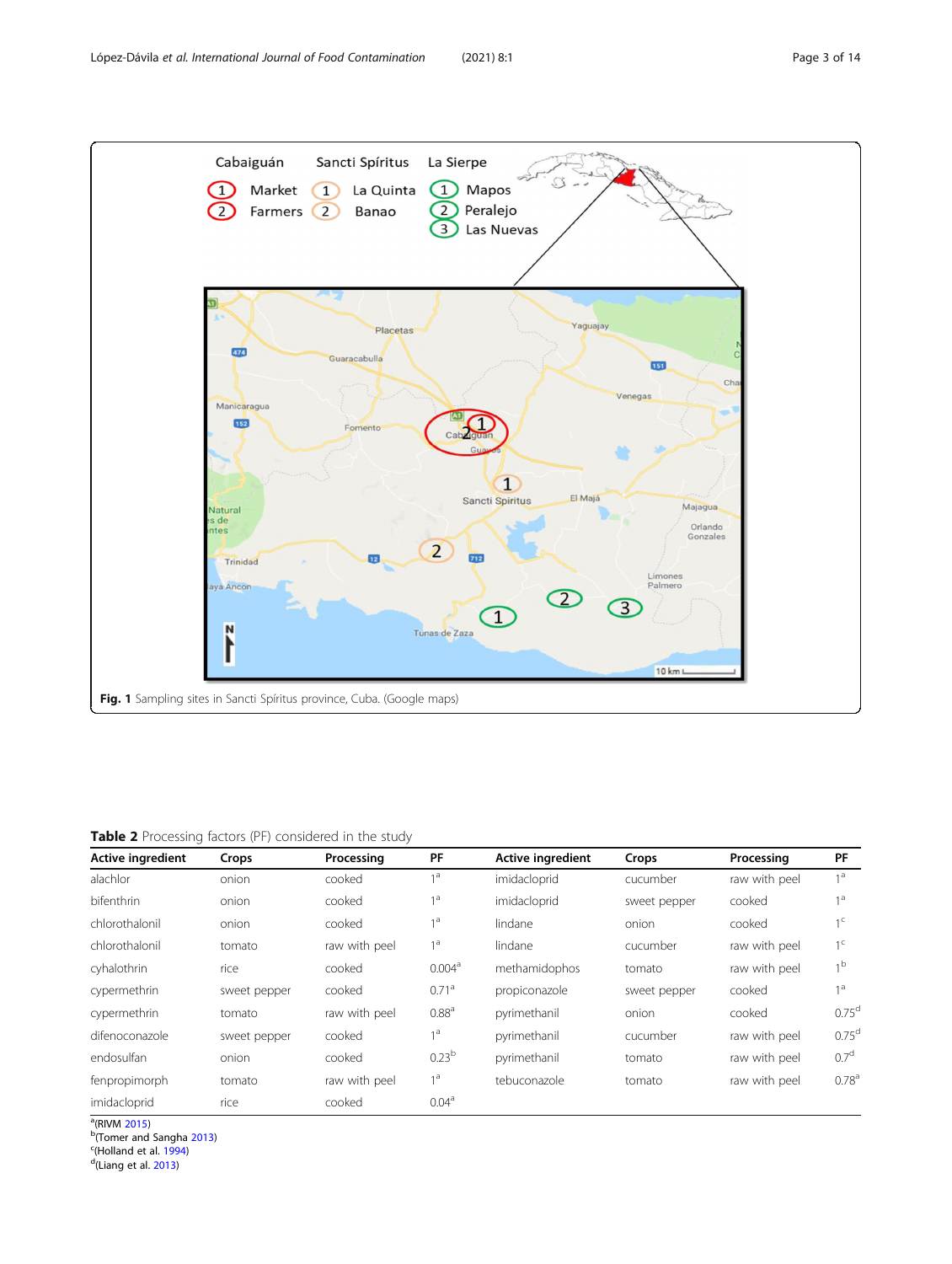Fig. 1 Sampling sites in Sancti Spíritus province, Cuba. (Google maps)

**Table 2** Processing factors (PF) considered in the study

| Active ingredient | Crops | Processing | PF | Active ingredient | Crops | Processing | PF |
|---|---|---|---|---|---|---|---|
| alachlor | onion | cooked | 1[a] | imidacloprid | cucumber | raw with peel | 1[a] |
| bifenthrin | onion | cooked | 1[a] | imidacloprid | sweet pepper | cooked | 1[a] |
| chlorothalonil | onion | cooked | 1[a] | lindane | onion | cooked | 1[c] |
| chlorothalonil | tomato | raw with peel | 1[a] | lindane | cucumber | raw with peel | 1[c] |
| cyhalothrin | rice | cooked | 0.004[a] | methamidophos | tomato | raw with peel | 1[b] |
| cypermethrin | sweet pepper | cooked | 0.71[a] | propiconazole | sweet pepper | cooked | 1[a] |
| cypermethrin | tomato | raw with peel | 0.88[a] | pyrimethanil | onion | cooked | 0.75[d] |
| difenoconazole | sweet pepper | cooked | 1[a] | pyrimethanil | cucumber | raw with peel | 0.75[d] |
| endosulfan | onion | cooked | 0.23[b] | pyrimethanil | tomato | raw with peel | 0.7[d] |
| fenpropimorph | tomato | raw with peel | 1[a] | tebuconazole | tomato | raw with peel | 0.78[a] |
| imidacloprid | rice | cooked | 0.04[a] | | | | |

[a](RIVM 2015)
[b](Tomer and Sangha 2013)
[c](Holland et al. 1994)
[d](Liang et al. 2013)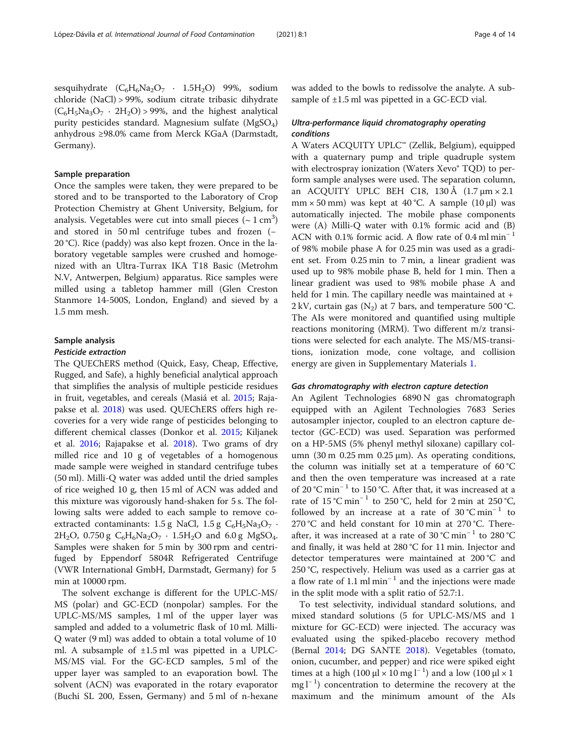sesquihydrate ($C_6H_6Na_2O_7 \cdot 1.5H_2O$) 99%, sodium chloride (NaCl) > 99%, sodium citrate tribasic dihydrate ($C_6H_5Na_3O_7 \cdot 2H_2O$) > 99%, and the highest analytical purity pesticides standard. Magnesium sulfate ($MgSO_4$) anhydrous ≥98.0% came from Merck KGaA (Darmstadt, Germany).

### Sample preparation

Once the samples were taken, they were prepared to be stored and to be transported to the Laboratory of Crop Protection Chemistry at Ghent University, Belgium, for analysis. Vegetables were cut into small pieces (~ 1 $cm^3$) and stored in 50 ml centrifuge tubes and frozen (− 20 °C). Rice (paddy) was also kept frozen. Once in the laboratory vegetable samples were crushed and homogenized with an Ultra-Turrax IKA T18 Basic (Metrohm N.V, Antwerpen, Belgium) apparatus. Rice samples were milled using a tabletop hammer mill (Glen Creston Stanmore 14-500S, London, England) and sieved by a 1.5 mm mesh.

### Sample analysis

#### *Pesticide extraction*

The QUEChERS method (Quick, Easy, Cheap, Effective, Rugged, and Safe), a highly beneficial analytical approach that simplifies the analysis of multiple pesticide residues in fruit, vegetables, and cereals (Masiá et al. 2015; Rajapakse et al. 2018) was used. QUEChERS offers high recoveries for a very wide range of pesticides belonging to different chemical classes (Donkor et al. 2015; Kiljanek et al. 2016; Rajapakse et al. 2018). Two grams of dry milled rice and 10 g of vegetables of a homogenous made sample were weighed in standard centrifuge tubes (50 ml). Milli-Q water was added until the dried samples of rice weighed 10 g, then 15 ml of ACN was added and this mixture was vigorously hand-shaken for 5 s. The following salts were added to each sample to remove co-extracted contaminants: 1.5 g NaCl, 1.5 g $C_6H_5Na_3O_7 \cdot 2H_2O$, 0.750 g $C_6H_6Na_2O_7 \cdot 1.5H_2O$ and 6.0 g $MgSO_4$. Samples were shaken for 5 min by 300 rpm and centrifuged by Eppendorf 5804R Refrigerated Centrifuge (VWR International GmbH, Darmstadt, Germany) for 5 min at 10000 rpm.

The solvent exchange is different for the UPLC-MS/MS (polar) and GC-ECD (nonpolar) samples. For the UPLC-MS/MS samples, 1 ml of the upper layer was sampled and added to a volumetric flask of 10 ml. Milli-Q water (9 ml) was added to obtain a total volume of 10 ml. A subsample of ±1.5 ml was pipetted in a UPLC-MS/MS vial. For the GC-ECD samples, 5 ml of the upper layer was sampled to an evaporation bowl. The solvent (ACN) was evaporated in the rotary evaporator (Buchi SL 200, Essen, Germany) and 5 ml of n-hexane was added to the bowls to redissolve the analyte. A subsample of ±1.5 ml was pipetted in a GC-ECD vial.

#### *Ultra-performance liquid chromatography operating conditions*

A Waters ACQUITY UPLC™ (Zellik, Belgium), equipped with a quaternary pump and triple quadruple system with electrospray ionization (Waters Xevo® TQD) to perform sample analyses were used. The separation column, an ACQUITY UPLC BEH C18, 130 Å (1.7 μm × 2.1 mm × 50 mm) was kept at 40 °C. A sample (10 μl) was automatically injected. The mobile phase components were (A) Milli-Q water with 0.1% formic acid and (B) ACN with 0.1% formic acid. A flow rate of 0.4 ml $min^{-1}$ of 98% mobile phase A for 0.25 min was used as a gradient set. From 0.25 min to 7 min, a linear gradient was used up to 98% mobile phase B, held for 1 min. Then a linear gradient was used to 98% mobile phase A and held for 1 min. The capillary needle was maintained at + 2 kV, curtain gas ($N_2$) at 7 bars, and temperature 500 °C. The AIs were monitored and quantified using multiple reactions monitoring (MRM). Two different m/z transitions were selected for each analyte. The MS/MS-transitions, ionization mode, cone voltage, and collision energy are given in Supplementary Materials 1.

#### *Gas chromatography with electron capture detection*

An Agilent Technologies 6890 N gas chromatograph equipped with an Agilent Technologies 7683 Series autosampler injector, coupled to an electron capture detector (GC-ECD) was used. Separation was performed on a HP-5MS (5% phenyl methyl siloxane) capillary column (30 m 0.25 mm 0.25 μm). As operating conditions, the column was initially set at a temperature of 60 °C and then the oven temperature was increased at a rate of 20 °C $min^{-1}$ to 150 °C. After that, it was increased at a rate of 15 °C $min^{-1}$ to 250 °C, held for 2 min at 250 °C, followed by an increase at a rate of 30 °C $min^{-1}$ to 270 °C and held constant for 10 min at 270 °C. Thereafter, it was increased at a rate of 30 °C $min^{-1}$ to 280 °C and finally, it was held at 280 °C for 11 min. Injector and detector temperatures were maintained at 200 °C and 250 °C, respectively. Helium was used as a carrier gas at a flow rate of 1.1 ml $min^{-1}$ and the injections were made in the split mode with a split ratio of 52.7:1.

To test selectivity, individual standard solutions, and mixed standard solutions (5 for UPLC-MS/MS and 1 mixture for GC-ECD) were injected. The accuracy was evaluated using the spiked-placebo recovery method (Bernal 2014; DG SANTE 2018). Vegetables (tomato, onion, cucumber, and pepper) and rice were spiked eight times at a high (100 μl × 10 mg $l^{-1}$) and a low (100 μl × 1 mg $l^{-1}$) concentration to determine the recovery at the maximum and the minimum amount of the AIs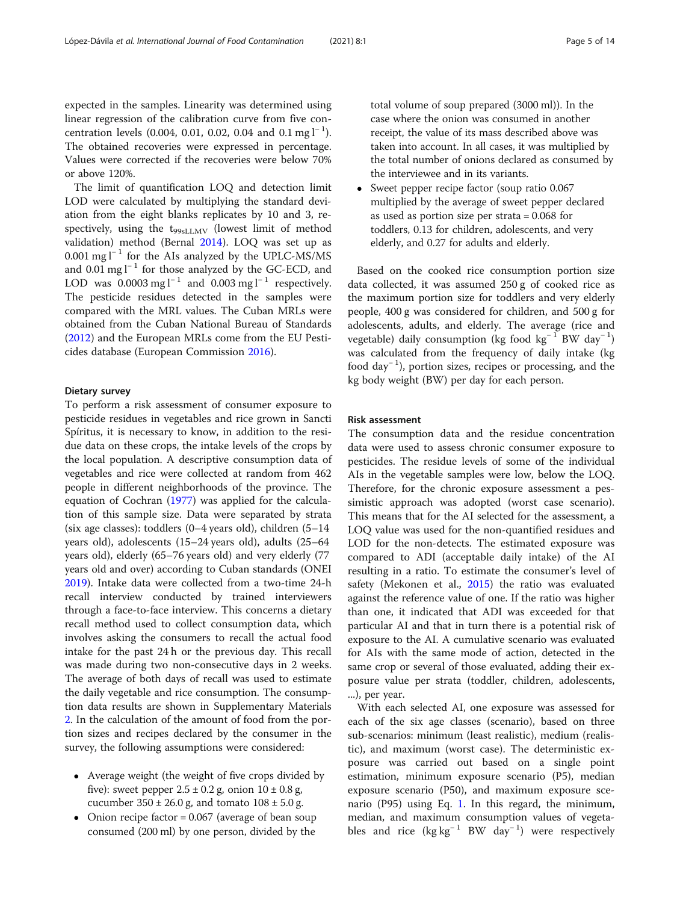expected in the samples. Linearity was determined using linear regression of the calibration curve from five concentration levels (0.004, 0.01, 0.02, 0.04 and 0.1 mg $l^{-1}$). The obtained recoveries were expressed in percentage. Values were corrected if the recoveries were below 70% or above 120%.

The limit of quantification LOQ and detection limit LOD were calculated by multiplying the standard deviation from the eight blanks replicates by 10 and 3, respectively, using the $t_{99sLLMV}$ (lowest limit of method validation) method (Bernal 2014). LOQ was set up as 0.001 mg $l^{-1}$ for the AIs analyzed by the UPLC-MS/MS and 0.01 mg $l^{-1}$ for those analyzed by the GC-ECD, and LOD was 0.0003 mg $l^{-1}$ and 0.003 mg $l^{-1}$ respectively. The pesticide residues detected in the samples were compared with the MRL values. The Cuban MRLs were obtained from the Cuban National Bureau of Standards (2012) and the European MRLs come from the EU Pesticides database (European Commission 2016).

### Dietary survey

To perform a risk assessment of consumer exposure to pesticide residues in vegetables and rice grown in Sancti Spíritus, it is necessary to know, in addition to the residue data on these crops, the intake levels of the crops by the local population. A descriptive consumption data of vegetables and rice were collected at random from 462 people in different neighborhoods of the province. The equation of Cochran (1977) was applied for the calculation of this sample size. Data were separated by strata (six age classes): toddlers (0–4 years old), children (5–14 years old), adolescents (15–24 years old), adults (25–64 years old), elderly (65–76 years old) and very elderly (77 years old and over) according to Cuban standards (ONEI 2019). Intake data were collected from a two-time 24-h recall interview conducted by trained interviewers through a face-to-face interview. This concerns a dietary recall method used to collect consumption data, which involves asking the consumers to recall the actual food intake for the past 24 h or the previous day. This recall was made during two non-consecutive days in 2 weeks. The average of both days of recall was used to estimate the daily vegetable and rice consumption. The consumption data results are shown in Supplementary Materials 2. In the calculation of the amount of food from the portion sizes and recipes declared by the consumer in the survey, the following assumptions were considered:

- Average weight (the weight of five crops divided by five): sweet pepper 2.5 ± 0.2 g, onion 10 ± 0.8 g, cucumber 350 ± 26.0 g, and tomato 108 ± 5.0 g.
- Onion recipe factor = 0.067 (average of bean soup consumed (200 ml) by one person, divided by the total volume of soup prepared (3000 ml)). In the case where the onion was consumed in another receipt, the value of its mass described above was taken into account. In all cases, it was multiplied by the total number of onions declared as consumed by the interviewee and in its variants.
- Sweet pepper recipe factor (soup ratio 0.067 multiplied by the average of sweet pepper declared as used as portion size per strata = 0.068 for toddlers, 0.13 for children, adolescents, and very elderly, and 0.27 for adults and elderly.

Based on the cooked rice consumption portion size data collected, it was assumed 250 g of cooked rice as the maximum portion size for toddlers and very elderly people, 400 g was considered for children, and 500 g for adolescents, adults, and elderly. The average (rice and vegetable) daily consumption (kg food $kg^{-1}$ BW $day^{-1}$) was calculated from the frequency of daily intake (kg food $day^{-1}$), portion sizes, recipes or processing, and the kg body weight (BW) per day for each person.

### Risk assessment

The consumption data and the residue concentration data were used to assess chronic consumer exposure to pesticides. The residue levels of some of the individual AIs in the vegetable samples were low, below the LOQ. Therefore, for the chronic exposure assessment a pessimistic approach was adopted (worst case scenario). This means that for the AI selected for the assessment, a LOQ value was used for the non-quantified residues and LOD for the non-detects. The estimated exposure was compared to ADI (acceptable daily intake) of the AI resulting in a ratio. To estimate the consumer's level of safety (Mekonen et al., 2015) the ratio was evaluated against the reference value of one. If the ratio was higher than one, it indicated that ADI was exceeded for that particular AI and that in turn there is a potential risk of exposure to the AI. A cumulative scenario was evaluated for AIs with the same mode of action, detected in the same crop or several of those evaluated, adding their exposure value per strata (toddler, children, adolescents, ...), per year.

With each selected AI, one exposure was assessed for each of the six age classes (scenario), based on three sub-scenarios: minimum (least realistic), medium (realistic), and maximum (worst case). The deterministic exposure was carried out based on a single point estimation, minimum exposure scenario (P5), median exposure scenario (P50), and maximum exposure scenario (P95) using Eq. 1. In this regard, the minimum, median, and maximum consumption values of vegetables and rice (kg $kg^{-1}$ BW $day^{-1}$) were respectively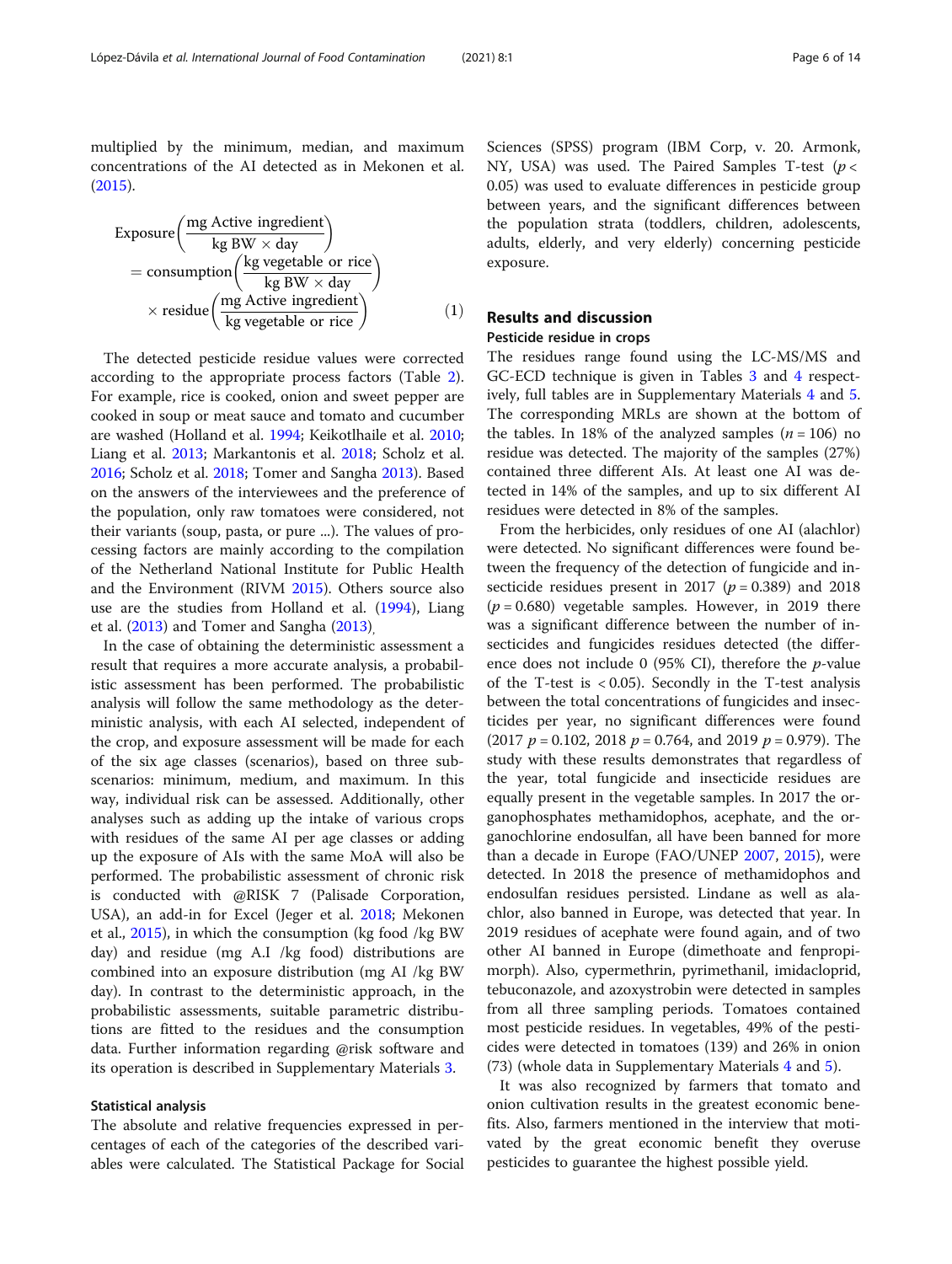multiplied by the minimum, median, and maximum concentrations of the AI detected as in Mekonen et al. (2015).

$$\text{Exposure}\left(\frac{\text{mg Active ingredient}}{\text{kg BW} \times \text{day}}\right) = \text{consumption}\left(\frac{\text{kg vegetable or rice}}{\text{kg BW} \times \text{day}}\right) \times \text{residue}\left(\frac{\text{mg Active ingredient}}{\text{kg vegetable or rice}}\right) \tag{1}$$

The detected pesticide residue values were corrected according to the appropriate process factors (Table 2). For example, rice is cooked, onion and sweet pepper are cooked in soup or meat sauce and tomato and cucumber are washed (Holland et al. 1994; Keikotlhaile et al. 2010; Liang et al. 2013; Markantonis et al. 2018; Scholz et al. 2016; Scholz et al. 2018; Tomer and Sangha 2013). Based on the answers of the interviewees and the preference of the population, only raw tomatoes were considered, not their variants (soup, pasta, or pure ...). The values of processing factors are mainly according to the compilation of the Netherland National Institute for Public Health and the Environment (RIVM 2015). Others source also use are the studies from Holland et al. (1994), Liang et al. (2013) and Tomer and Sangha (2013).

In the case of obtaining the deterministic assessment a result that requires a more accurate analysis, a probabilistic assessment has been performed. The probabilistic analysis will follow the same methodology as the deterministic analysis, with each AI selected, independent of the crop, and exposure assessment will be made for each of the six age classes (scenarios), based on three subscenarios: minimum, medium, and maximum. In this way, individual risk can be assessed. Additionally, other analyses such as adding up the intake of various crops with residues of the same AI per age classes or adding up the exposure of AIs with the same MoA will also be performed. The probabilistic assessment of chronic risk is conducted with @RISK 7 (Palisade Corporation, USA), an add-in for Excel (Jeger et al. 2018; Mekonen et al., 2015), in which the consumption (kg food /kg BW day) and residue (mg A.I /kg food) distributions are combined into an exposure distribution (mg AI /kg BW day). In contrast to the deterministic approach, in the probabilistic assessments, suitable parametric distributions are fitted to the residues and the consumption data. Further information regarding @risk software and its operation is described in Supplementary Materials 3.

### Statistical analysis

The absolute and relative frequencies expressed in percentages of each of the categories of the described variables were calculated. The Statistical Package for Social Sciences (SPSS) program (IBM Corp, v. 20. Armonk, NY, USA) was used. The Paired Samples T-test ($p < 0.05$) was used to evaluate differences in pesticide group between years, and the significant differences between the population strata (toddlers, children, adolescents, adults, elderly, and very elderly) concerning pesticide exposure.

## Results and discussion

### Pesticide residue in crops

The residues range found using the LC-MS/MS and GC-ECD technique is given in Tables 3 and 4 respectively, full tables are in Supplementary Materials 4 and 5. The corresponding MRLs are shown at the bottom of the tables. In 18% of the analyzed samples ($n = 106$) no residue was detected. The majority of the samples (27%) contained three different AIs. At least one AI was detected in 14% of the samples, and up to six different AI residues were detected in 8% of the samples.

From the herbicides, only residues of one AI (alachlor) were detected. No significant differences were found between the frequency of the detection of fungicide and insecticide residues present in 2017 ($p = 0.389$) and 2018 ($p = 0.680$) vegetable samples. However, in 2019 there was a significant difference between the number of insecticides and fungicides residues detected (the difference does not include 0 (95% CI), therefore the $p$-value of the T-test is $< 0.05$). Secondly in the T-test analysis between the total concentrations of fungicides and insecticides per year, no significant differences were found (2017 $p = 0.102$, 2018 $p = 0.764$, and 2019 $p = 0.979$). The study with these results demonstrates that regardless of the year, total fungicide and insecticide residues are equally present in the vegetable samples. In 2017 the organophosphates methamidophos, acephate, and the organochlorine endosulfan, all have been banned for more than a decade in Europe (FAO/UNEP 2007, 2015), were detected. In 2018 the presence of methamidophos and endosulfan residues persisted. Lindane as well as alachlor, also banned in Europe, was detected that year. In 2019 residues of acephate were found again, and of two other AI banned in Europe (dimethoate and fenpropimorph). Also, cypermethrin, pyrimethanil, imidacloprid, tebuconazole, and azoxystrobin were detected in samples from all three sampling periods. Tomatoes contained most pesticide residues. In vegetables, 49% of the pesticides were detected in tomatoes (139) and 26% in onion (73) (whole data in Supplementary Materials 4 and 5).

It was also recognized by farmers that tomato and onion cultivation results in the greatest economic benefits. Also, farmers mentioned in the interview that motivated by the great economic benefit they overuse pesticides to guarantee the highest possible yield.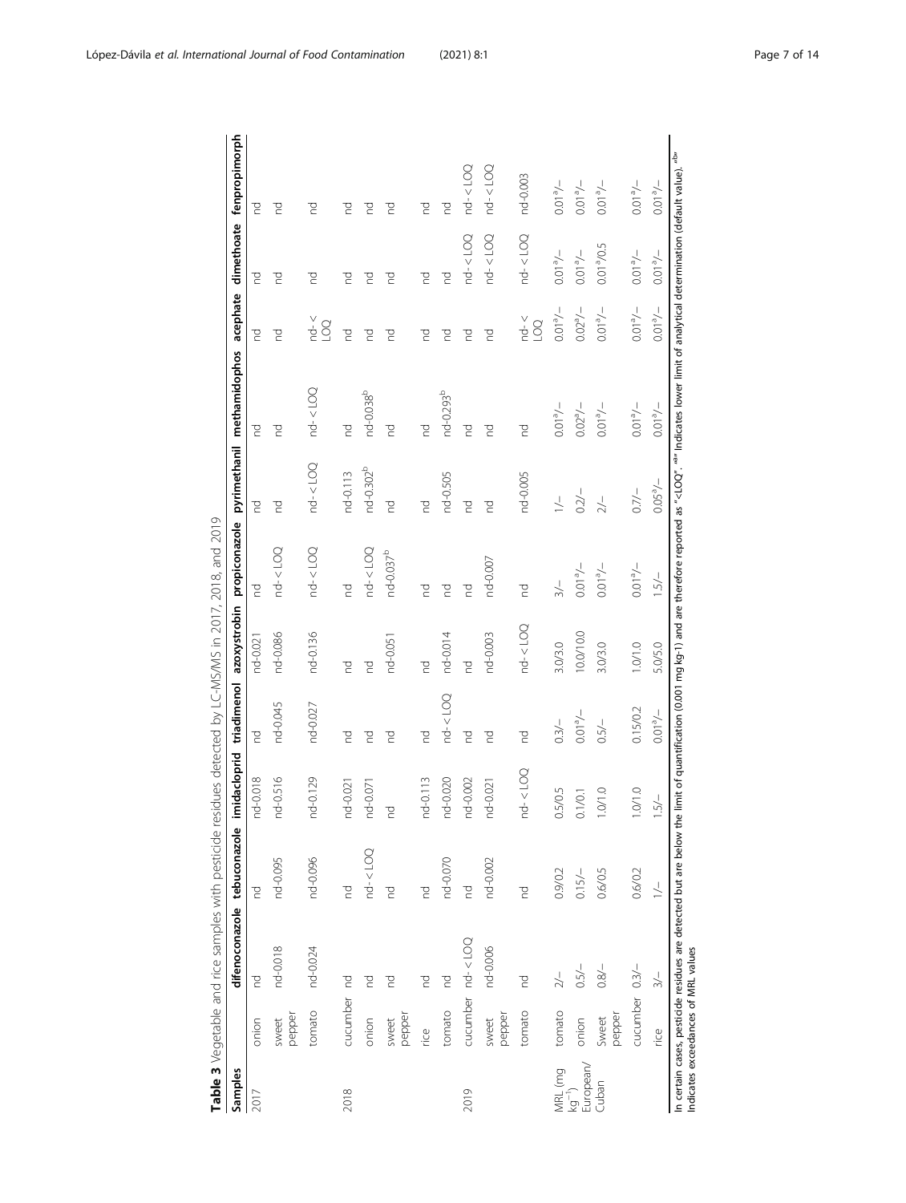**Table 3** Vegetable and rice samples with pesticide residues detected by LC-MS/MS in 2017, 2018, and 2019

| Samples | | difenoconazole | tebuconazole | imidacloprid | triadimenol | azoxystrobin | propiconazole | pyrimethanil | methamidophos | acephate | dimethoate | fenpropimorph |
|---|---|---|---|---|---|---|---|---|---|---|---|---|
| 2017 | onion | nd | nd | nd-0.018 | nd | nd-0.021 | nd | nd | nd | nd | nd | nd |
| | sweet pepper | nd-0.018 | nd-0.095 | nd-0.516 | nd-0.045 | nd-0.086 | nd- < LOQ | nd | nd | nd | nd | nd |
| | tomato | nd-0.024 | nd-0.096 | nd-0.129 | nd-0.027 | nd-0.136 | nd- < LOQ | nd- < LOQ | nd- < LOQ | nd- < LOQ | nd | nd |
| 2018 | cucumber | nd | nd | nd-0.021 | nd | nd | nd | nd-0.113 | nd | nd | nd | nd |
| | onion | nd | nd- < LOQ | nd-0.071 | nd | nd | nd- < LOQ | nd-0.302[b] | nd-0.038[b] | nd | nd | nd |
| | sweet pepper | nd | nd | nd | nd | nd-0.051 | nd-0.037[b] | nd | nd | nd | nd | nd |
| | rice | nd | nd | nd-0.113 | nd | nd | nd | nd | nd | nd | nd | nd |
| | tomato | nd | nd-0.070 | nd-0.020 | nd- < LOQ | nd-0.014 | nd | nd-0.505 | nd-0.293[b] | nd | nd | nd |
| 2019 | cucumber | nd- < LOQ | nd | nd-0.002 | nd | nd | nd | nd | nd | nd | nd- < LOQ | nd- < LOQ |
| | sweet pepper | nd-0.006 | nd-0.002 | nd-0.021 | nd | nd-0.003 | nd-0.007 | nd | nd | nd | nd- < LOQ | nd- < LOQ |
| | tomato | nd | nd | nd- < LOQ | nd | nd- < LOQ | nd | nd-0.005 | nd | nd- < LOQ | nd- < LOQ | nd-0.003 |
| MRL (mg kg$^{-1}$) European/Cuban | tomato | 2/– | 0.9/0.2 | 0.5/0.5 | 0.3/– | 3.0/3.0 | 3/– | 1/– | 0.01[a]/– | 0.01[a]/– | 0.01[a]/– | 0.01[a]/– |
| | onion | 0.5/– | 0.15/– | 0.1/0.1 | 0.01[a]/– | 10.0/10.0 | 0.01[a]/– | 0.2/– | 0.02[a]/– | 0.02[a]/– | 0.01[a]/– | 0.01[a]/– |
| | Sweet pepper | 0.8/– | 0.6/0.5 | 1.0/1.0 | 0.5/– | 3.0/3.0 | 0.01[a]/– | 2/– | 0.01[a]/– | 0.01[a]/– | 0.01[a]/0.5 | 0.01[a]/– |
| | cucumber | 0.3/– | 0.6/0.2 | 1.0/1.0 | 0.15/0.2 | 1.0/1.0 | 0.01[a]/– | 0.7/– | 0.01[a]/– | 0.01[a]/– | 0.01[a]/– | 0.01[a]/– |
| | rice | 3/– | 1/– | 1.5/– | 0.01[a]/– | 5.0/5.0 | 1.5/– | 0.05[a]/– | 0.01[a]/– | 0.01[a]/– | 0.01[a]/– | 0.01[a]/– |

In certain cases, pesticide residues are detected but are below the limit of quantification (0.001 mg kg-1) and are therefore reported as "<LOQ". "a" indicates lower limit of analytical determination (default value). "b" indicates exceedances of MRL values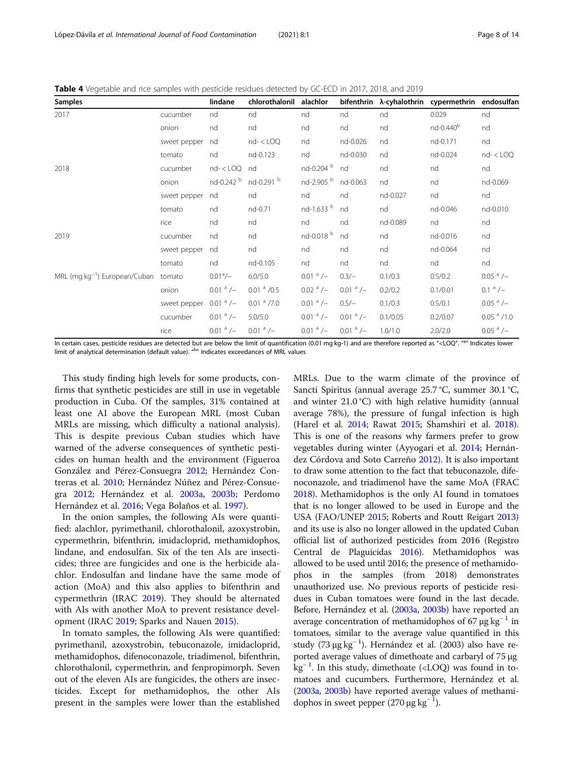**Table 4** Vegetable and rice samples with pesticide residues detected by GC-ECD in 2017, 2018, and 2019

| Samples | | lindane | chlorothalonil | alachlor | bifenthrin | λ-cyhalothrin | cypermethrin | endosulfan |
|---|---|---|---|---|---|---|---|---|
| 2017 | cucumber | nd | nd | nd | nd | nd | 0.029 | nd |
| | onion | nd | nd | nd | nd | nd | nd-0.440 [b] | nd |
| | sweet pepper | nd | nd- < LOQ | nd | nd-0.026 | nd | nd-0.171 | nd |
| | tomato | nd | nd-0.123 | nd | nd-0.030 | nd | nd-0.024 | nd- < LOQ |
| 2018 | cucumber | nd- < LOQ | nd | nd-0.204 [b] | nd | nd | nd | nd |
| | onion | nd-0.242 [b] | nd-0.291 [b] | nd-2.905 [b] | nd-0.063 | nd | nd | nd-0.069 |
| | sweet pepper | nd | nd | nd | nd | nd-0.027 | nd | nd |
| | tomato | nd | nd-0.71 | nd-1.633 [b] | nd | nd | nd-0.046 | nd-0.010 |
| | rice | nd | nd | nd | nd | nd-0.089 | nd | nd |
| 2019 | cucumber | nd | nd | nd-0.018 [b] | nd | nd | nd-0.016 | nd |
| | sweet pepper | nd | nd | nd | nd | nd | nd-0.064 | nd |
| | tomato | nd | nd-0.105 | nd | nd | nd | nd | nd |
| MRL (mg kg$^{-1}$) European/Cuban | tomato | 0.01 [a]/– | 6.0/5.0 | 0.01 [a] /– | 0.3/– | 0.1/0.3 | 0.5/0.2 | 0.05 [a] /– |
| | onion | 0.01 [a] /– | 0.01 [a] /0.5 | 0.02 [a] /– | 0.01 [a] /– | 0.2/0.2 | 0.1/0.01 | 0.1 [a] /– |
| | sweet pepper | 0.01 [a] /– | 0.01 [a] /7.0 | 0.01 [a] /– | 0.5/– | 0.1/0.3 | 0.5/0.1 | 0.05 [a] /– |
| | cucumber | 0.01 [a] /– | 5.0/5.0 | 0.01 [a] /– | 0.01 [a] /– | 0.1/0.05 | 0.2/0.07 | 0.05 [a] /1.0 |
| | rice | 0.01 [a] /– | 0.01 [a] /– | 0.01 [a] /– | 0.01 [a] /– | 1.0/1.0 | 2.0/2.0 | 0.05 [a] /– |

In certain cases, pesticide residues are detected but are below the limit of quantification (0.01 mg kg-1) and are therefore reported as "<LOQ". "a" Indicates lower limit of analytical determination (default value). "b" Indicates exceedances of MRL values

This study finding high levels for some products, confirms that synthetic pesticides are still in use in vegetable production in Cuba. Of the samples, 31% contained at least one AI above the European MRL (most Cuban MRLs are missing, which difficulty a national analysis). This is despite previous Cuban studies which have warned of the adverse consequences of synthetic pesticides on human health and the environment (Figueroa González and Pérez-Consuegra 2012; Hernández Contreras et al. 2010; Hernández Núñez and Pérez-Consuegra 2012; Hernández et al. 2003a, 2003b; Perdomo Hernández et al. 2016; Vega Bolaños et al. 1997).

In the onion samples, the following AIs were quantified: alachlor, pyrimethanil, chlorothalonil, azoxystrobin, cypermethrin, bifenthrin, imidacloprid, methamidophos, lindane, and endosulfan. Six of the ten AIs are insecticides; three are fungicides and one is the herbicide alachlor. Endosulfan and lindane have the same mode of action (MoA) and this also applies to bifenthrin and cypermethrin (IRAC 2019). They should be alternated with AIs with another MoA to prevent resistance development (IRAC 2019; Sparks and Nauen 2015).

In tomato samples, the following AIs were quantified: pyrimethanil, azoxystrobin, tebuconazole, imidacloprid, methamidophos, difenoconazole, triadimenol, bifenthrin, chlorothalonil, cypermethrin, and fenpropimorph. Seven out of the eleven AIs are fungicides, the others are insecticides. Except for methamidophos, the other AIs present in the samples were lower than the established MRLs. Due to the warm climate of the province of Sancti Spíritus (annual average 25.7 °C, summer 30.1 °C, and winter 21.0 °C) with high relative humidity (annual average 78%), the pressure of fungal infection is high (Harel et al. 2014; Rawat 2015; Shamshiri et al. 2018). This is one of the reasons why farmers prefer to grow vegetables during winter (Ayyogari et al. 2014; Hernández Córdova and Soto Carreño 2012). It is also important to draw some attention to the fact that tebuconazole, difenoconazole, and triadimenol have the same MoA (FRAC 2018). Methamidophos is the only AI found in tomatoes that is no longer allowed to be used in Europe and the USA (FAO/UNEP 2015; Roberts and Routt Reigart 2013) and its use is also no longer allowed in the updated Cuban official list of authorized pesticides from 2016 (Registro Central de Plaguicidas 2016). Methamidophos was allowed to be used until 2016; the presence of methamidophos in the samples (from 2018) demonstrates unauthorized use. No previous reports of pesticide residues in Cuban tomatoes were found in the last decade. Before, Hernández et al. (2003a, 2003b) have reported an average concentration of methamidophos of 67 μg kg$^{-1}$ in tomatoes, similar to the average value quantified in this study (73 μg kg$^{-1}$). Hernández et al. (2003) also have reported average values of dimethoate and carbaryl of 75 μg kg$^{-1}$. In this study, dimethoate (<LOQ) was found in tomatoes and cucumbers. Furthermore, Hernández et al. (2003a, 2003b) have reported average values of methamidophos in sweet pepper (270 μg kg$^{-1}$).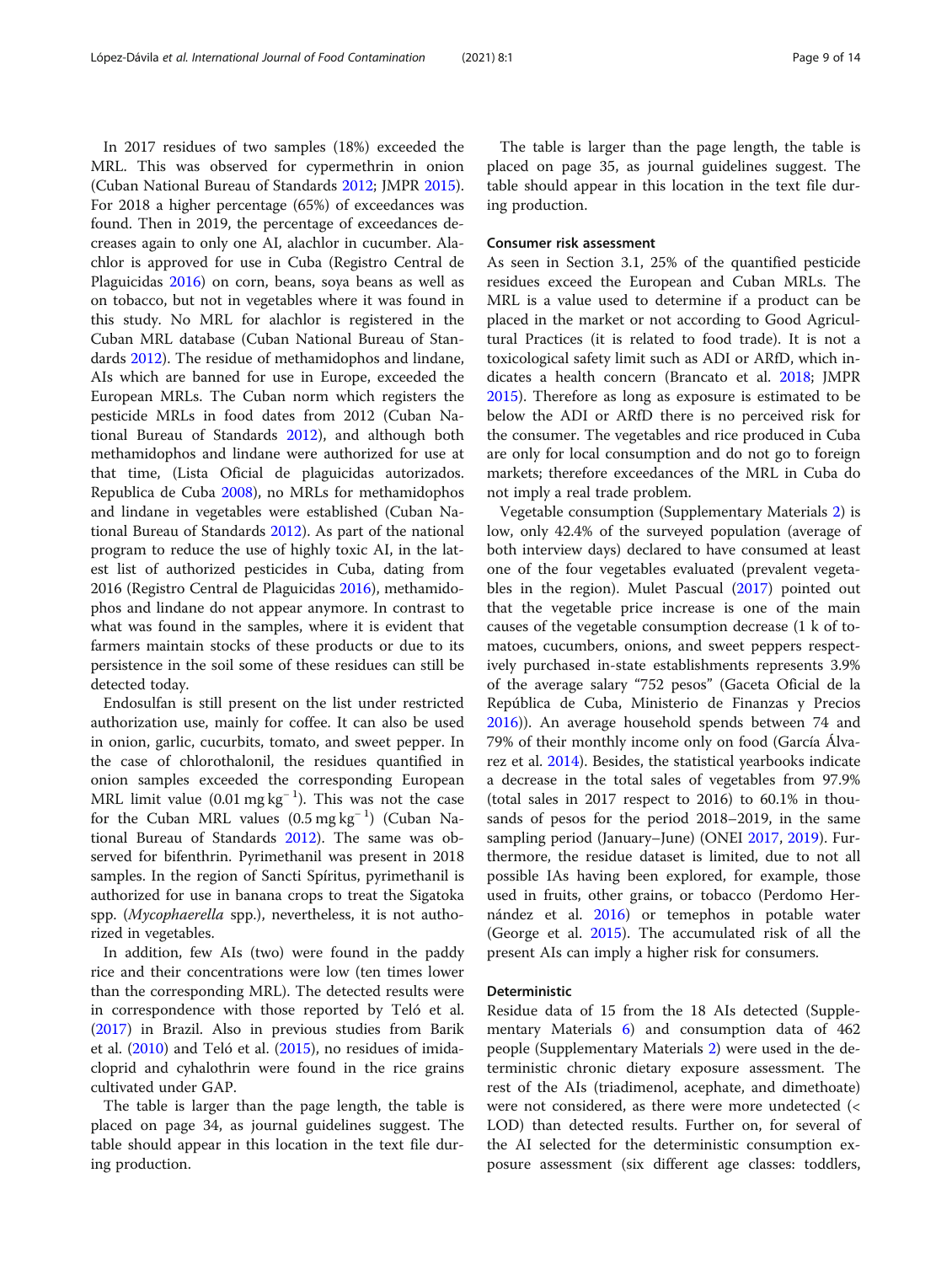In 2017 residues of two samples (18%) exceeded the MRL. This was observed for cypermethrin in onion (Cuban National Bureau of Standards 2012; JMPR 2015). For 2018 a higher percentage (65%) of exceedances was found. Then in 2019, the percentage of exceedances decreases again to only one AI, alachlor in cucumber. Alachlor is approved for use in Cuba (Registro Central de Plaguicidas 2016) on corn, beans, soya beans as well as on tobacco, but not in vegetables where it was found in this study. No MRL for alachlor is registered in the Cuban MRL database (Cuban National Bureau of Standards 2012). The residue of methamidophos and lindane, AIs which are banned for use in Europe, exceeded the European MRLs. The Cuban norm which registers the pesticide MRLs in food dates from 2012 (Cuban National Bureau of Standards 2012), and although both methamidophos and lindane were authorized for use at that time, (Lista Oficial de plaguicidas autorizados. Republica de Cuba 2008), no MRLs for methamidophos and lindane in vegetables were established (Cuban National Bureau of Standards 2012). As part of the national program to reduce the use of highly toxic AI, in the latest list of authorized pesticides in Cuba, dating from 2016 (Registro Central de Plaguicidas 2016), methamidophos and lindane do not appear anymore. In contrast to what was found in the samples, where it is evident that farmers maintain stocks of these products or due to its persistence in the soil some of these residues can still be detected today.

Endosulfan is still present on the list under restricted authorization use, mainly for coffee. It can also be used in onion, garlic, cucurbits, tomato, and sweet pepper. In the case of chlorothalonil, the residues quantified in onion samples exceeded the corresponding European MRL limit value ($0.01\ mg\ kg^{-1}$). This was not the case for the Cuban MRL values ($0.5\ mg\ kg^{-1}$) (Cuban National Bureau of Standards 2012). The same was observed for bifenthrin. Pyrimethanil was present in 2018 samples. In the region of Sancti Spíritus, pyrimethanil is authorized for use in banana crops to treat the Sigatoka spp. (*Mycophaerella* spp.), nevertheless, it is not authorized in vegetables.

In addition, few AIs (two) were found in the paddy rice and their concentrations were low (ten times lower than the corresponding MRL). The detected results were in correspondence with those reported by Teló et al. (2017) in Brazil. Also in previous studies from Barik et al. (2010) and Teló et al. (2015), no residues of imidacloprid and cyhalothrin were found in the rice grains cultivated under GAP.

The table is larger than the page length, the table is placed on page 34, as journal guidelines suggest. The table should appear in this location in the text file during production.

The table is larger than the page length, the table is placed on page 35, as journal guidelines suggest. The table should appear in this location in the text file during production.

### Consumer risk assessment

As seen in Section 3.1, 25% of the quantified pesticide residues exceed the European and Cuban MRLs. The MRL is a value used to determine if a product can be placed in the market or not according to Good Agricultural Practices (it is related to food trade). It is not a toxicological safety limit such as ADI or ARfD, which indicates a health concern (Brancato et al. 2018; JMPR 2015). Therefore as long as exposure is estimated to be below the ADI or ARfD there is no perceived risk for the consumer. The vegetables and rice produced in Cuba are only for local consumption and do not go to foreign markets; therefore exceedances of the MRL in Cuba do not imply a real trade problem.

Vegetable consumption (Supplementary Materials 2) is low, only 42.4% of the surveyed population (average of both interview days) declared to have consumed at least one of the four vegetables evaluated (prevalent vegetables in the region). Mulet Pascual (2017) pointed out that the vegetable price increase is one of the main causes of the vegetable consumption decrease (1 k of tomatoes, cucumbers, onions, and sweet peppers respectively purchased in-state establishments represents 3.9% of the average salary "752 pesos" (Gaceta Oficial de la República de Cuba, Ministerio de Finanzas y Precios 2016)). An average household spends between 74 and 79% of their monthly income only on food (García Álvarez et al. 2014). Besides, the statistical yearbooks indicate a decrease in the total sales of vegetables from 97.9% (total sales in 2017 respect to 2016) to 60.1% in thousands of pesos for the period 2018–2019, in the same sampling period (January–June) (ONEI 2017, 2019). Furthermore, the residue dataset is limited, due to not all possible IAs having been explored, for example, those used in fruits, other grains, or tobacco (Perdomo Hernández et al. 2016) or temephos in potable water (George et al. 2015). The accumulated risk of all the present AIs can imply a higher risk for consumers.

#### Deterministic

Residue data of 15 from the 18 AIs detected (Supplementary Materials 6) and consumption data of 462 people (Supplementary Materials 2) were used in the deterministic chronic dietary exposure assessment. The rest of the AIs (triadimenol, acephate, and dimethoate) were not considered, as there were more undetected (< LOD) than detected results. Further on, for several of the AI selected for the deterministic consumption exposure assessment (six different age classes: toddlers,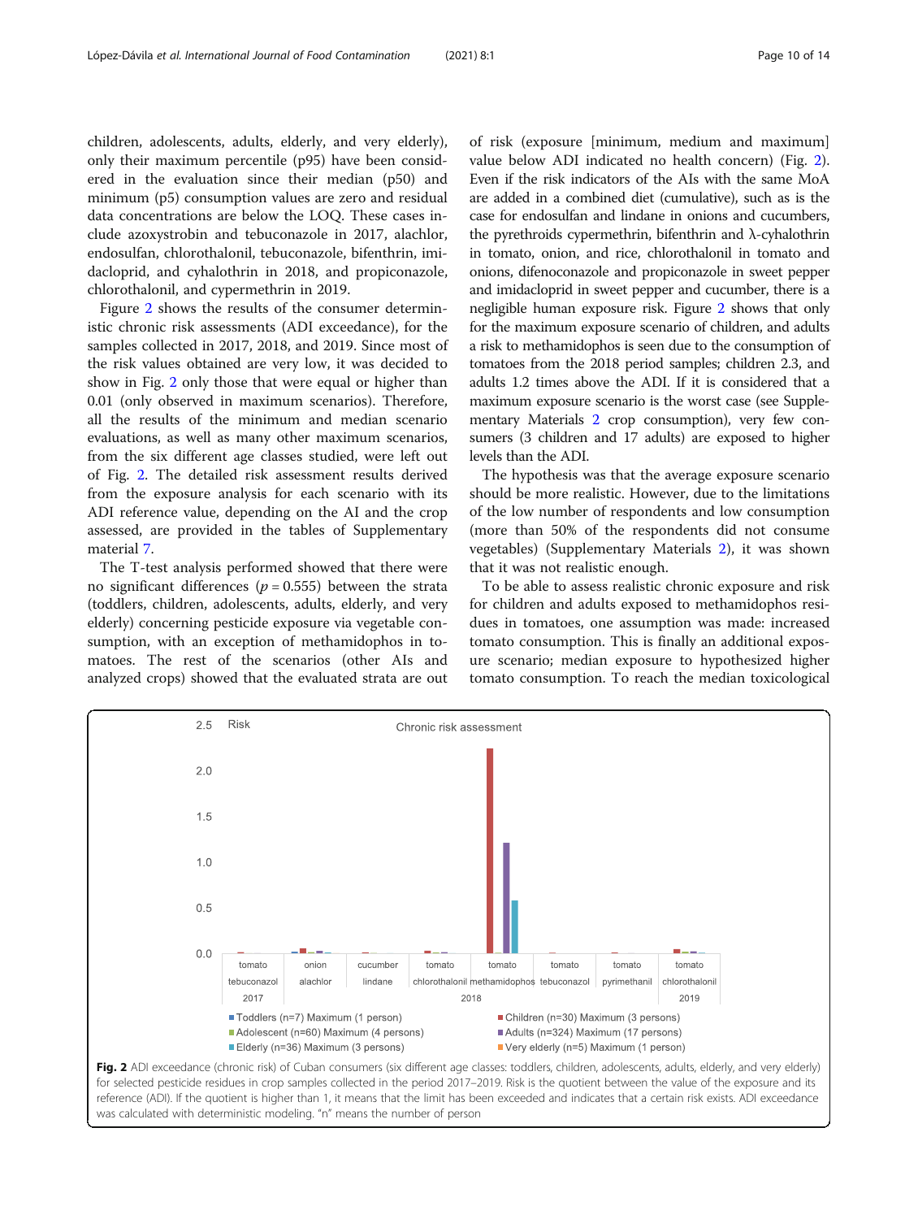children, adolescents, adults, elderly, and very elderly), only their maximum percentile (p95) have been considered in the evaluation since their median (p50) and minimum (p5) consumption values are zero and residual data concentrations are below the LOQ. These cases include azoxystrobin and tebuconazole in 2017, alachlor, endosulfan, chlorothalonil, tebuconazole, bifenthrin, imidacloprid, and cyhalothrin in 2018, and propiconazole, chlorothalonil, and cypermethrin in 2019.

Figure 2 shows the results of the consumer deterministic chronic risk assessments (ADI exceedance), for the samples collected in 2017, 2018, and 2019. Since most of the risk values obtained are very low, it was decided to show in Fig. 2 only those that were equal or higher than 0.01 (only observed in maximum scenarios). Therefore, all the results of the minimum and median scenario evaluations, as well as many other maximum scenarios, from the six different age classes studied, were left out of Fig. 2. The detailed risk assessment results derived from the exposure analysis for each scenario with its ADI reference value, depending on the AI and the crop assessed, are provided in the tables of Supplementary material 7.

The T-test analysis performed showed that there were no significant differences ($p = 0.555$) between the strata (toddlers, children, adolescents, adults, elderly, and very elderly) concerning pesticide exposure via vegetable consumption, with an exception of methamidophos in tomatoes. The rest of the scenarios (other AIs and analyzed crops) showed that the evaluated strata are out of risk (exposure [minimum, medium and maximum] value below ADI indicated no health concern) (Fig. 2). Even if the risk indicators of the AIs with the same MoA are added in a combined diet (cumulative), such as is the case for endosulfan and lindane in onions and cucumbers, the pyrethroids cypermethrin, bifenthrin and λ-cyhalothrin in tomato, onion, and rice, chlorothalonil in tomato and onions, difenoconazole and propiconazole in sweet pepper and imidacloprid in sweet pepper and cucumber, there is a negligible human exposure risk. Figure 2 shows that only for the maximum exposure scenario of children, and adults a risk to methamidophos is seen due to the consumption of tomatoes from the 2018 period samples; children 2.3, and adults 1.2 times above the ADI. If it is considered that a maximum exposure scenario is the worst case (see Supplementary Materials 2 crop consumption), very few consumers (3 children and 17 adults) are exposed to higher levels than the ADI.

The hypothesis was that the average exposure scenario should be more realistic. However, due to the limitations of the low number of respondents and low consumption (more than 50% of the respondents did not consume vegetables) (Supplementary Materials 2), it was shown that it was not realistic enough.

To be able to assess realistic chronic exposure and risk for children and adults exposed to methamidophos residues in tomatoes, one assumption was made: increased tomato consumption. This is finally an additional exposure scenario; median exposure to hypothesized higher tomato consumption. To reach the median toxicological

**Fig. 2** ADI exceedance (chronic risk) of Cuban consumers (six different age classes: toddlers, children, adolescents, adults, elderly, and very elderly) for selected pesticide residues in crop samples collected in the period 2017–2019. Risk is the quotient between the value of the exposure and its reference (ADI). If the quotient is higher than 1, it means that the limit has been exceeded and indicates that a certain risk exists. ADI exceedance was calculated with deterministic modeling. "n" means the number of person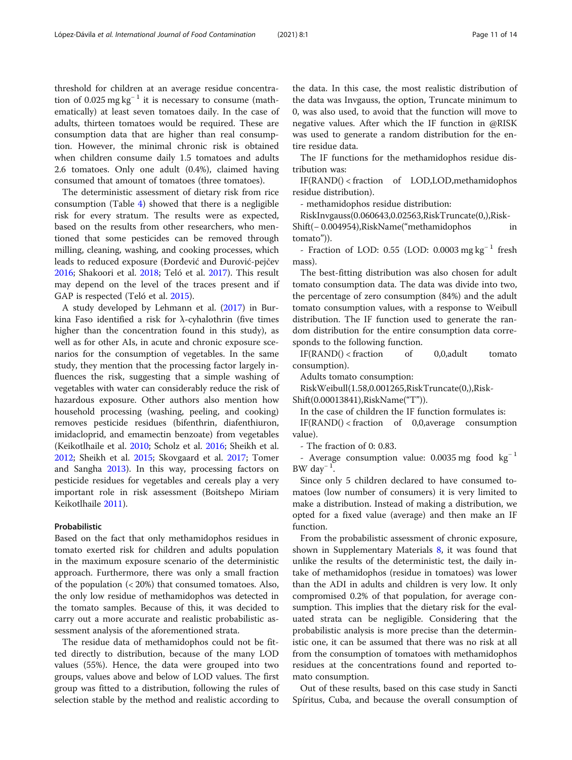threshold for children at an average residue concentration of 0.025 mg kg$^{-1}$ it is necessary to consume (mathematically) at least seven tomatoes daily. In the case of adults, thirteen tomatoes would be required. These are consumption data that are higher than real consumption. However, the minimal chronic risk is obtained when children consume daily 1.5 tomatoes and adults 2.6 tomatoes. Only one adult (0.4%), claimed having consumed that amount of tomatoes (three tomatoes).

The deterministic assessment of dietary risk from rice consumption (Table 4) showed that there is a negligible risk for every stratum. The results were as expected, based on the results from other researchers, who mentioned that some pesticides can be removed through milling, cleaning, washing, and cooking processes, which leads to reduced exposure (Đorđević and Đurović-pejčev 2016; Shakoori et al. 2018; Teló et al. 2017). This result may depend on the level of the traces present and if GAP is respected (Teló et al. 2015).

A study developed by Lehmann et al. (2017) in Burkina Faso identified a risk for λ-cyhalothrin (five times higher than the concentration found in this study), as well as for other AIs, in acute and chronic exposure scenarios for the consumption of vegetables. In the same study, they mention that the processing factor largely influences the risk, suggesting that a simple washing of vegetables with water can considerably reduce the risk of hazardous exposure. Other authors also mention how household processing (washing, peeling, and cooking) removes pesticide residues (bifenthrin, diafenthiuron, imidacloprid, and emamectin benzoate) from vegetables (Keikotlhaile et al. 2010; Scholz et al. 2016; Sheikh et al. 2012; Sheikh et al. 2015; Skovgaard et al. 2017; Tomer and Sangha 2013). In this way, processing factors on pesticide residues for vegetables and cereals play a very important role in risk assessment (Boitshepo Miriam Keikotlhaile 2011).

### Probabilistic

Based on the fact that only methamidophos residues in tomato exerted risk for children and adults population in the maximum exposure scenario of the deterministic approach. Furthermore, there was only a small fraction of the population (< 20%) that consumed tomatoes. Also, the only low residue of methamidophos was detected in the tomato samples. Because of this, it was decided to carry out a more accurate and realistic probabilistic assessment analysis of the aforementioned strata.

The residue data of methamidophos could not be fitted directly to distribution, because of the many LOD values (55%). Hence, the data were grouped into two groups, values above and below of LOD values. The first group was fitted to a distribution, following the rules of selection stable by the method and realistic according to the data. In this case, the most realistic distribution of the data was Invgauss, the option, Truncate minimum to 0, was also used, to avoid that the function will move to negative values. After which the IF function in @RISK was used to generate a random distribution for the entire residue data.

The IF functions for the methamidophos residue distribution was:

IF(RAND() < fraction of LOD,LOD,methamidophos residue distribution).

- methamidophos residue distribution:

RiskInvgauss(0.060643,0.02563,RiskTruncate(0,),RiskShift(− 0.004954),RiskName("methamidophos in tomato")).

- Fraction of LOD: 0.55 (LOD: 0.0003 mg kg$^{-1}$ fresh mass).

The best-fitting distribution was also chosen for adult tomato consumption data. The data was divide into two, the percentage of zero consumption (84%) and the adult tomato consumption values, with a response to Weibull distribution. The IF function used to generate the random distribution for the entire consumption data corresponds to the following function.

IF(RAND() < fraction of 0,0,adult tomato consumption).

Adults tomato consumption:

RiskWeibull(1.58,0.001265,RiskTruncate(0,),RiskShift(0.00013841),RiskName("T")).

In the case of children the IF function formulates is:

IF(RAND() < fraction of 0,0,average consumption value).

- The fraction of 0: 0.83.

- Average consumption value: 0.0035 mg food kg$^{-1}$ BW day$^{-1}$.

Since only 5 children declared to have consumed tomatoes (low number of consumers) it is very limited to make a distribution. Instead of making a distribution, we opted for a fixed value (average) and then make an IF function.

From the probabilistic assessment of chronic exposure, shown in Supplementary Materials 8, it was found that unlike the results of the deterministic test, the daily intake of methamidophos (residue in tomatoes) was lower than the ADI in adults and children is very low. It only compromised 0.2% of that population, for average consumption. This implies that the dietary risk for the evaluated strata can be negligible. Considering that the probabilistic analysis is more precise than the deterministic one, it can be assumed that there was no risk at all from the consumption of tomatoes with methamidophos residues at the concentrations found and reported tomato consumption.

Out of these results, based on this case study in Sancti Spíritus, Cuba, and because the overall consumption of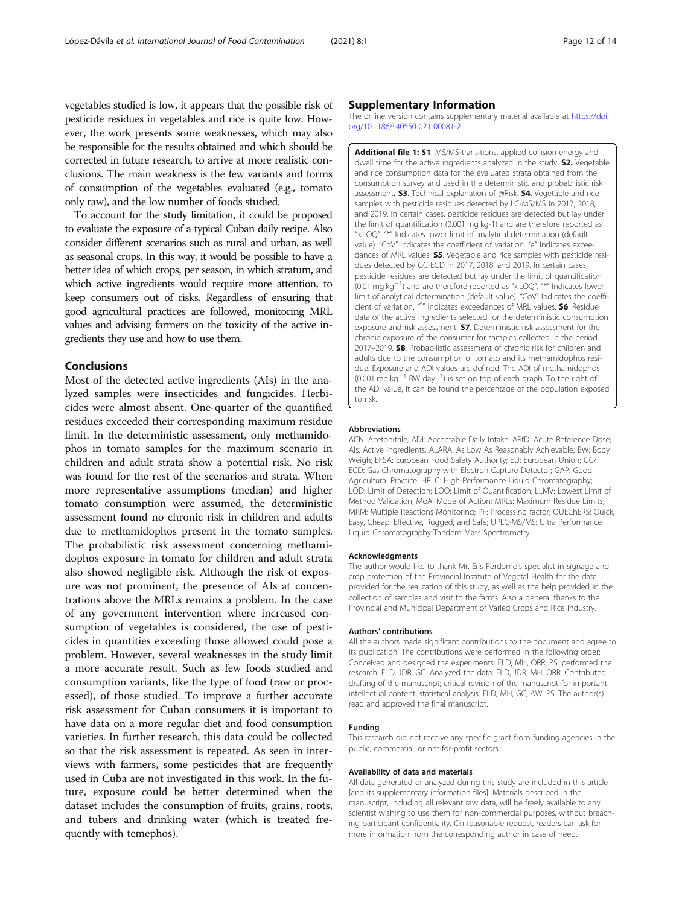vegetables studied is low, it appears that the possible risk of pesticide residues in vegetables and rice is quite low. However, the work presents some weaknesses, which may also be responsible for the results obtained and which should be corrected in future research, to arrive at more realistic conclusions. The main weakness is the few variants and forms of consumption of the vegetables evaluated (e.g., tomato only raw), and the low number of foods studied.

To account for the study limitation, it could be proposed to evaluate the exposure of a typical Cuban daily recipe. Also consider different scenarios such as rural and urban, as well as seasonal crops. In this way, it would be possible to have a better idea of which crops, per season, in which stratum, and which active ingredients would require more attention, to keep consumers out of risks. Regardless of ensuring that good agricultural practices are followed, monitoring MRL values and advising farmers on the toxicity of the active ingredients they use and how to use them.

## Conclusions

Most of the detected active ingredients (AIs) in the analyzed samples were insecticides and fungicides. Herbicides were almost absent. One-quarter of the quantified residues exceeded their corresponding maximum residue limit. In the deterministic assessment, only methamidophos in tomato samples for the maximum scenario in children and adult strata show a potential risk. No risk was found for the rest of the scenarios and strata. When more representative assumptions (median) and higher tomato consumption were assumed, the deterministic assessment found no chronic risk in children and adults due to methamidophos present in the tomato samples. The probabilistic risk assessment concerning methamidophos exposure in tomato for children and adult strata also showed negligible risk. Although the risk of exposure was not prominent, the presence of AIs at concentrations above the MRLs remains a problem. In the case of any government intervention where increased consumption of vegetables is considered, the use of pesticides in quantities exceeding those allowed could pose a problem. However, several weaknesses in the study limit a more accurate result. Such as few foods studied and consumption variants, like the type of food (raw or processed), of those studied. To improve a further accurate risk assessment for Cuban consumers it is important to have data on a more regular diet and food consumption varieties. In further research, this data could be collected so that the risk assessment is repeated. As seen in interviews with farmers, some pesticides that are frequently used in Cuba are not investigated in this work. In the future, exposure could be better determined when the dataset includes the consumption of fruits, grains, roots, and tubers and drinking water (which is treated frequently with temephos).

## Supplementary Information

The online version contains supplementary material available at https://doi.org/10.1186/s40550-021-00081-2.

**Additional file 1: S1**. MS/MS-transitions, applied collision energy and dwell time for the active ingredients analyzed in the study. **S2.** Vegetable and rice consumption data for the evaluated strata obtained from the consumption survey and used in the deterministic and probabilistic risk assessment**. S3**. Technical explanation of @Risk. **S4**. Vegetable and rice samples with pesticide residues detected by LC-MS/MS in 2017, 2018, and 2019. In certain cases, pesticide residues are detected but lay under the limit of quantification (0.001 mg kg-1) and are therefore reported as "<LOQ". "*" Indicates lower limit of analytical determination (default value). "CoV" indicates the coefficient of variation. "e" Indicates exceedances of MRL values. **S5**. Vegetable and rice samples with pesticide residues detected by GC-ECD in 2017, 2018, and 2019. In certain cases, pesticide residues are detected but lay under the limit of quantification (0.01 mg $kg^{-1}$) and are therefore reported as "<LOQ". "*" Indicates lower limit of analytical determination (default value). "CoV" Indicates the coefficient of variation. "e" Indicates exceedances of MRL values. **S6**. Residue data of the active ingredients selected for the deterministic consumption exposure and risk assessment. **S7**. Deterministic risk assessment for the chronic exposure of the consumer for samples collected in the period 2017–2019. **S8**. Probabilistic assessment of chronic risk for children and adults due to the consumption of tomato and its methamidophos residue. Exposure and ADI values are defined. The ADI of methamidophos (0.001 mg $kg^{-1}$ BW $day^{-1}$) is set on top of each graph. To the right of the ADI value, it can be found the percentage of the population exposed to risk.

### Abbreviations

ACN: Acetonitrile; ADI: Acceptable Daily Intake; ARfD: Acute Reference Dose; AIs: Active ingredients; ALARA: As Low As Reasonably Achievable; BW: Body Weigh; EFSA: European Food Safety Authority; EU: European Union; GC/ECD: Gas Chromatography with Electron Capture Detector; GAP: Good Agricultural Practice; HPLC: High-Performance Liquid Chromatography; LOD: Limit of Detection; LOQ: Limit of Quantification; LLMV: Lowest Limit of Method Validation; MoA: Mode of Action; MRLs: Maximum Residue Limits; MRM: Multiple Reactions Monitoring; PF: Processing factor; QUEChERS: Quick, Easy, Cheap, Effective, Rugged, and Safe; UPLC-MS/MS: Ultra Performance Liquid Chromatography-Tandem Mass Spectrometry

### Acknowledgments

The author would like to thank Mr. Eris Perdomo's specialist in signage and crop protection of the Provincial Institute of Vegetal Health for the data provided for the realization of this study, as well as the help provided in the collection of samples and visit to the farms. Also a general thanks to the Provincial and Municipal Department of Varied Crops and Rice Industry.

### Authors' contributions

All the authors made significant contributions to the document and agree to its publication. The contributions were performed in the following order: Conceived and designed the experiments: ELD, MH, ORR, PS. performed the research: ELD, JDR, GC. Analyzed the data: ELD, JDR, MH, ORR. Contributed drafting of the manuscript; critical revision of the manuscript for important intellectual content; statistical analysis: ELD, MH, GC, AW, PS. The author(s) read and approved the final manuscript.

### Funding

This research did not receive any specific grant from funding agencies in the public, commercial, or not-for-profit sectors.

### Availability of data and materials

All data generated or analyzed during this study are included in this article [and its supplementary information files]. Materials described in the manuscript, including all relevant raw data, will be freely available to any scientist wishing to use them for non-commercial purposes, without breaching participant confidentiality. On reasonable request, readers can ask for more information from the corresponding author in case of need.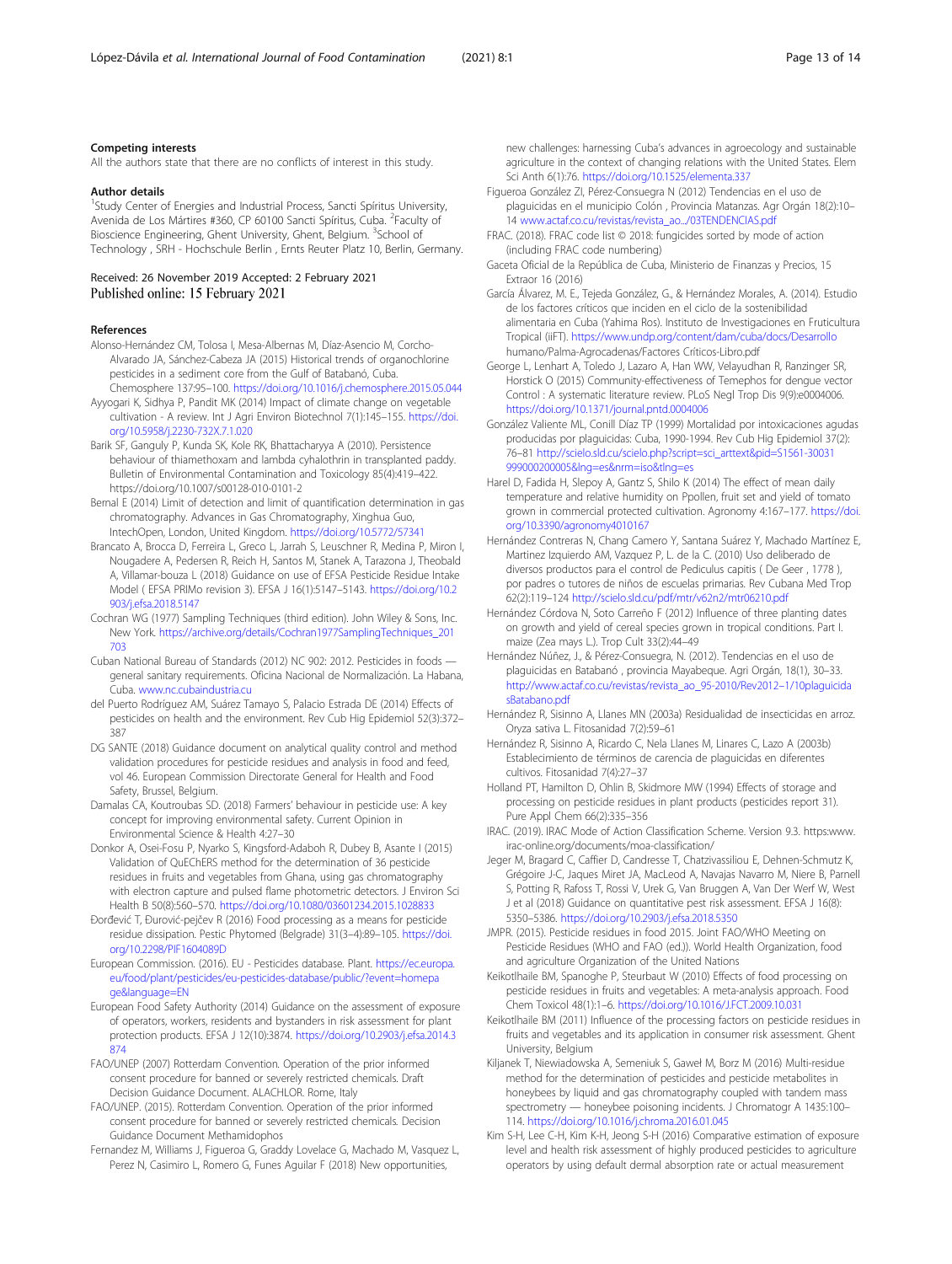#### Competing interests

All the authors state that there are no conflicts of interest in this study.

#### Author details

[1]Study Center of Energies and Industrial Process, Sancti Spíritus University, Avenida de Los Mártires #360, CP 60100 Sancti Spíritus, Cuba. [2]Faculty of Bioscience Engineering, Ghent University, Ghent, Belgium. [3]School of Technology , SRH - Hochschule Berlin , Ernts Reuter Platz 10, Berlin, Germany.

Received: 26 November 2019 Accepted: 2 February 2021
Published online: 15 February 2021

#### References

Alonso-Hernández CM, Tolosa I, Mesa-Albernas M, Díaz-Asencio M, Corcho-Alvarado JA, Sánchez-Cabeza JA (2015) Historical trends of organochlorine pesticides in a sediment core from the Gulf of Batabanó, Cuba. Chemosphere 137:95–100. https://doi.org/10.1016/j.chemosphere.2015.05.044

Ayyogari K, Sidhya P, Pandit MK (2014) Impact of climate change on vegetable cultivation - A review. Int J Agri Environ Biotechnol 7(1):145–155. https://doi.org/10.5958/j.2230-732X.7.1.020

Barik SF, Ganguly P, Kunda SK, Kole RK, Bhattacharyya A (2010). Persistence behaviour of thiamethoxam and lambda cyhalothrin in transplanted paddy. Bulletin of Environmental Contamination and Toxicology 85(4):419–422. https://doi.org/10.1007/s00128-010-0101-2

Bernal E (2014) Limit of detection and limit of quantification determination in gas chromatography. Advances in Gas Chromatography, Xinghua Guo, IntechOpen, London, United Kingdom. https://doi.org/10.5772/57341

Brancato A, Brocca D, Ferreira L, Greco L, Jarrah S, Leuschner R, Medina P, Miron I, Nougadere A, Pedersen R, Reich H, Santos M, Stanek A, Tarazona J, Theobald A, Villamar-bouza L (2018) Guidance on use of EFSA Pesticide Residue Intake Model ( EFSA PRIMo revision 3). EFSA J 16(1):5147–5143. https://doi.org/10.2903/j.efsa.2018.5147

Cochran WG (1977) Sampling Techniques (third edition). John Wiley & Sons, Inc. New York. https://archive.org/details/Cochran1977SamplingTechniques_201703

Cuban National Bureau of Standards (2012) NC 902: 2012. Pesticides in foods — general sanitary requirements. Oficina Nacional de Normalización. La Habana, Cuba. www.nc.cubaindustria.cu

del Puerto Rodríguez AM, Suárez Tamayo S, Palacio Estrada DE (2014) Effects of pesticides on health and the environment. Rev Cub Hig Epidemiol 52(3):372–387

DG SANTE (2018) Guidance document on analytical quality control and method validation procedures for pesticide residues and analysis in food and feed, vol 46. European Commission Directorate General for Health and Food Safety, Brussel, Belgium.

Damalas CA, Koutroubas SD. (2018) Farmers' behaviour in pesticide use: A key concept for improving environmental safety. Current Opinion in Environmental Science & Health 4:27–30

Donkor A, Osei-Fosu P, Nyarko S, Kingsford-Adaboh R, Dubey B, Asante I (2015) Validation of QuEChERS method for the determination of 36 pesticide residues in fruits and vegetables from Ghana, using gas chromatography with electron capture and pulsed flame photometric detectors. J Environ Sci Health B 50(8):560–570. https://doi.org/10.1080/03601234.2015.1028833

Đorđević T, Đurović-pejčev R (2016) Food processing as a means for pesticide residue dissipation. Pestic Phytomed (Belgrade) 31(3–4):89–105. https://doi.org/10.2298/PIF1604089D

European Commission. (2016). EU - Pesticides database. Plant. https://ec.europa.eu/food/plant/pesticides/eu-pesticides-database/public/?event=homepage&language=EN

European Food Safety Authority (2014) Guidance on the assessment of exposure of operators, workers, residents and bystanders in risk assessment for plant protection products. EFSA J 12(10):3874. https://doi.org/10.2903/j.efsa.2014.3874

FAO/UNEP (2007) Rotterdam Convention. Operation of the prior informed consent procedure for banned or severely restricted chemicals. Draft Decision Guidance Document. ALACHLOR. Rome, Italy

FAO/UNEP. (2015). Rotterdam Convention. Operation of the prior informed consent procedure for banned or severely restricted chemicals. Decision Guidance Document Methamidophos

Fernandez M, Williams J, Figueroa G, Graddy Lovelace G, Machado M, Vasquez L, Perez N, Casimiro L, Romero G, Funes Aguilar F (2018) New opportunities, new challenges: harnessing Cuba's advances in agroecology and sustainable agriculture in the context of changing relations with the United States. Elem Sci Anth 6(1):76. https://doi.org/10.1525/elementa.337

Figueroa González ZI, Pérez-Consuegra N (2012) Tendencias en el uso de plaguicidas en el municipio Colón , Provincia Matanzas. Agr Orgán 18(2):10–14 www.actaf.co.cu/revistas/revista_ao.../03TENDENCIAS.pdf

FRAC. (2018). FRAC code list © 2018: fungicides sorted by mode of action (including FRAC code numbering)

Gaceta Oficial de la República de Cuba, Ministerio de Finanzas y Precios, 15 Extraor 16 (2016)

García Álvarez, M. E., Tejeda González, G., & Hernández Morales, A. (2014). Estudio de los factores críticos que inciden en el ciclo de la sostenibilidad alimentaria en Cuba (Yahima Ros). Instituto de Investigaciones en Fruticultura Tropical (iiFT). https://www.undp.org/content/dam/cuba/docs/Desarrollo humano/Palma-Agrocadenas/Factores Críticos-Libro.pdf

George L, Lenhart A, Toledo J, Lazaro A, Han WW, Velayudhan R, Ranzinger SR, Horstick O (2015) Community-effectiveness of Temephos for dengue vector Control : A systematic literature review. PLoS Negl Trop Dis 9(9):e0004006. https://doi.org/10.1371/journal.pntd.0004006

González Valiente ML, Conill Díaz TP (1999) Mortalidad por intoxicaciones agudas producidas por plaguicidas: Cuba, 1990-1994. Rev Cub Hig Epidemiol 37(2):76–81 http://scielo.sld.cu/scielo.php?script=sci_arttext&pid=S1561-30031999000200005&lng=es&nrm=iso&tlng=es

Harel D, Fadida H, Slepoy A, Gantz S, Shilo K (2014) The effect of mean daily temperature and relative humidity on Ppollen, fruit set and yield of tomato grown in commercial protected cultivation. Agronomy 4:167–177. https://doi.org/10.3390/agronomy4010167

Hernández Contreras N, Chang Camero Y, Santana Suárez Y, Machado Martínez E, Martinez Izquierdo AM, Vazquez P, L. de la C. (2010) Uso deliberado de diversos productos para el control de Pediculus capitis ( De Geer , 1778 ), por padres o tutores de niños de escuelas primarias. Rev Cubana Med Trop 62(2):119–124 http://scielo.sld.cu/pdf/mtr/v62n2/mtr06210.pdf

Hernández Córdova N, Soto Carreño F (2012) Influence of three planting dates on growth and yield of cereal species grown in tropical conditions. Part I. maize (Zea mays L.). Trop Cult 33(2):44–49

Hernández Núñez, J., & Pérez-Consuegra, N. (2012). Tendencias en el uso de plaguicidas en Batabanó , provincia Mayabeque. Agri Orgán, 18(1), 30–33. http://www.actaf.co.cu/revistas/revista_ao_95-2010/Rev2012–1/10plaguicidasBatabano.pdf

Hernández R, Sisinno A, Llanes MN (2003a) Residualidad de insecticidas en arroz. Oryza sativa L. Fitosanidad 7(2):59–61

Hernández R, Sisinno A, Ricardo C, Nela Llanes M, Linares C, Lazo A (2003b) Establecimiento de términos de carencia de plaguicidas en diferentes cultivos. Fitosanidad 7(4):27–37

Holland PT, Hamilton D, Ohlin B, Skidmore MW (1994) Effects of storage and processing on pesticide residues in plant products (pesticides report 31). Pure Appl Chem 66(2):335–356

IRAC. (2019). IRAC Mode of Action Classification Scheme. Version 9.3. https:www.irac-online.org/documents/moa-classification/

Jeger M, Bragard C, Caffier D, Candresse T, Chatzivassiliou E, Dehnen-Schmutz K, Grégoire J-C, Jaques Miret JA, MacLeod A, Navajas Navarro M, Niere B, Parnell S, Potting R, Rafoss T, Rossi V, Urek G, Van Bruggen A, Van Der Werf W, West J et al (2018) Guidance on quantitative pest risk assessment. EFSA J 16(8):5350–5386. https://doi.org/10.2903/j.efsa.2018.5350

JMPR. (2015). Pesticide residues in food 2015. Joint FAO/WHO Meeting on Pesticide Residues (WHO and FAO (ed.)). World Health Organization, food and agriculture Organization of the United Nations

Keikotlhaile BM, Spanoghe P, Steurbaut W (2010) Effects of food processing on pesticide residues in fruits and vegetables: A meta-analysis approach. Food Chem Toxicol 48(1):1–6. https://doi.org/10.1016/J.FCT.2009.10.031

Keikotlhaile BM (2011) Influence of the processing factors on pesticide residues in fruits and vegetables and its application in consumer risk assessment. Ghent University, Belgium

Kiljanek T, Niewiadowska A, Semeniuk S, Gaweł M, Borz M (2016) Multi-residue method for the determination of pesticides and pesticide metabolites in honeybees by liquid and gas chromatography coupled with tandem mass spectrometry — honeybee poisoning incidents. J Chromatogr A 1435:100–114. https://doi.org/10.1016/j.chroma.2016.01.045

Kim S-H, Lee C-H, Kim K-H, Jeong S-H (2016) Comparative estimation of exposure level and health risk assessment of highly produced pesticides to agriculture operators by using default dermal absorption rate or actual measurement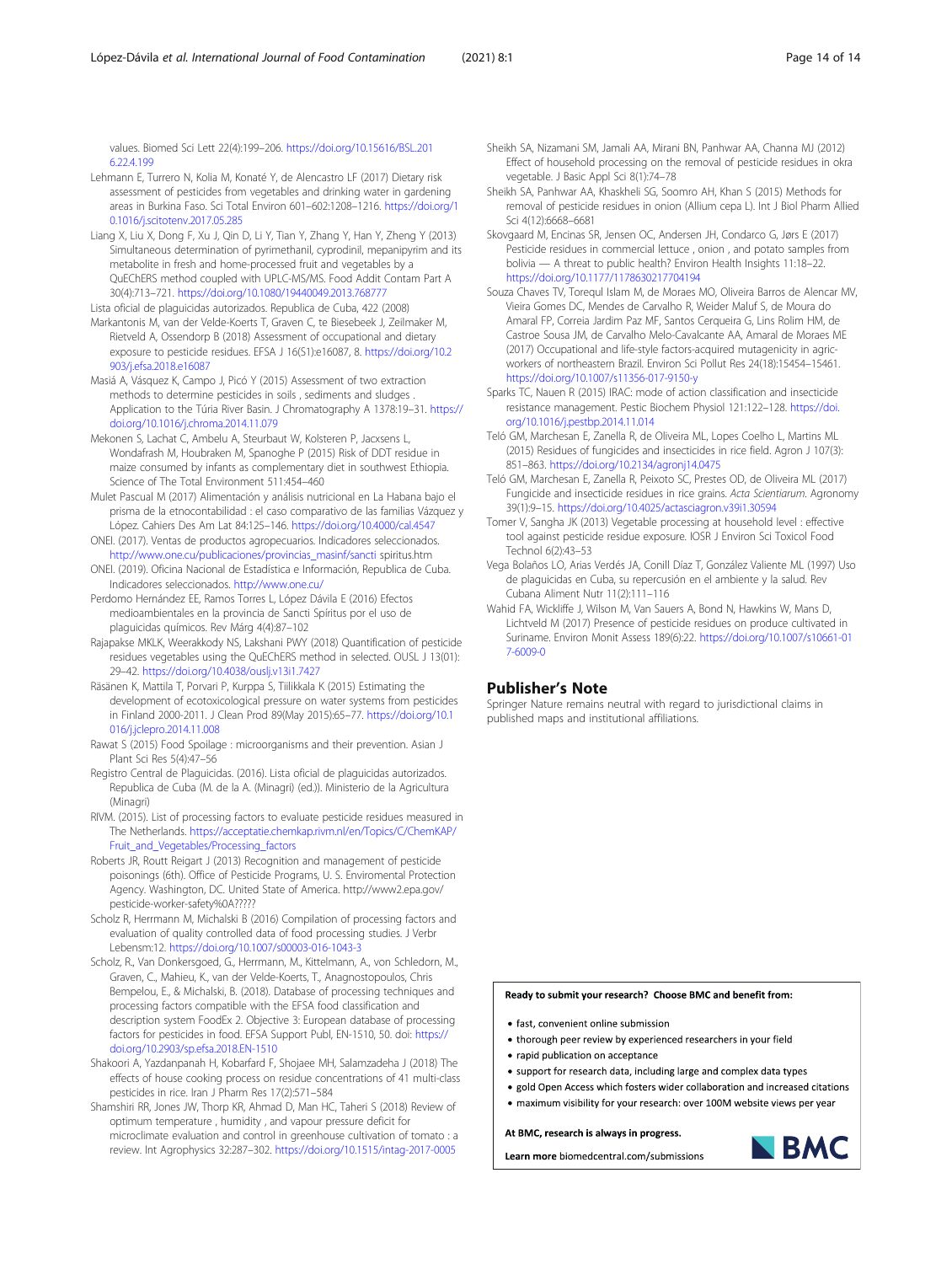values. Biomed Sci Lett 22(4):199–206. https://doi.org/10.15616/BSL.2016.22.4.199

Lehmann E, Turrero N, Kolia M, Konaté Y, de Alencastro LF (2017) Dietary risk assessment of pesticides from vegetables and drinking water in gardening areas in Burkina Faso. Sci Total Environ 601–602:1208–1216. https://doi.org/10.1016/j.scitotenv.2017.05.285

Liang X, Liu X, Dong F, Xu J, Qin D, Li Y, Tian Y, Zhang Y, Han Y, Zheng Y (2013) Simultaneous determination of pyrimethanil, cyprodinil, mepanipyrim and its metabolite in fresh and home-processed fruit and vegetables by a QuEChERS method coupled with UPLC-MS/MS. Food Addit Contam Part A 30(4):713–721. https://doi.org/10.1080/19440049.2013.768777

Lista oficial de plaguicidas autorizados. Republica de Cuba, 422 (2008)

Markantonis M, van der Velde-Koerts T, Graven C, te Biesebeek J, Zeilmaker M, Rietveld A, Ossendorp B (2018) Assessment of occupational and dietary exposure to pesticide residues. EFSA J 16(S1):e16087, 8. https://doi.org/10.2903/j.efsa.2018.e16087

Masiá A, Vásquez K, Campo J, Picó Y (2015) Assessment of two extraction methods to determine pesticides in soils , sediments and sludges . Application to the Túria River Basin. J Chromatography A 1378:19–31. https://doi.org/10.1016/j.chroma.2014.11.079

Mekonen S, Lachat C, Ambelu A, Steurbaut W, Kolsteren P, Jacxsens L, Wondafrash M, Houbraken M, Spanoghe P (2015) Risk of DDT residue in maize consumed by infants as complementary diet in southwest Ethiopia. Science of The Total Environment 511:454–460

Mulet Pascual M (2017) Alimentación y análisis nutricional en La Habana bajo el prisma de la etnocontabilidad : el caso comparativo de las familias Vázquez y López. Cahiers Des Am Lat 84:125–146. https://doi.org/10.4000/cal.4547

ONEI. (2017). Ventas de productos agropecuarios. Indicadores seleccionados. http://www.one.cu/publicaciones/provincias_masinf/sancti spiritus.htm

ONEI. (2019). Oficina Nacional de Estadística e Información, Republica de Cuba. Indicadores seleccionados. http://www.one.cu/

Perdomo Hernández EE, Ramos Torres L, López Dávila E (2016) Efectos medioambientales en la provincia de Sancti Spíritus por el uso de plaguicidas químicos. Rev Márg 4(4):87–102

Rajapakse MKLK, Weerakkody NS, Lakshani PWY (2018) Quantification of pesticide residues vegetables using the QuEChERS method in selected. OUSL J 13(01): 29–42. https://doi.org/10.4038/ouslj.v13i1.7427

Räsänen K, Mattila T, Porvari P, Kurppa S, Tiilikkala K (2015) Estimating the development of ecotoxicological pressure on water systems from pesticides in Finland 2000-2011. J Clean Prod 89(May 2015):65–77. https://doi.org/10.1016/j.jclepro.2014.11.008

Rawat S (2015) Food Spoilage : microorganisms and their prevention. Asian J Plant Sci Res 5(4):47–56

Registro Central de Plaguicidas. (2016). Lista oficial de plaguicidas autorizados. Republica de Cuba (M. de la A. (Minagri) (ed.)). Ministerio de la Agricultura (Minagri)

RIVM. (2015). List of processing factors to evaluate pesticide residues measured in The Netherlands. https://acceptatie.chemkap.rivm.nl/en/Topics/C/ChemKAP/Fruit_and_Vegetables/Processing_factors

Roberts JR, Routt Reigart J (2013) Recognition and management of pesticide poisonings (6th). Office of Pesticide Programs, U. S. Enviromental Protection Agency. Washington, DC. United State of America. http://www2.epa.gov/pesticide-worker-safety%0A?????

Scholz R, Herrmann M, Michalski B (2016) Compilation of processing factors and evaluation of quality controlled data of food processing studies. J Verbr Lebensm:12. https://doi.org/10.1007/s00003-016-1043-3

Scholz, R., Van Donkersgoed, G., Herrmann, M., Kittelmann, A., von Schledorn, M., Graven, C., Mahieu, K., van der Velde-Koerts, T., Anagnostopoulos, Chris Bempelou, E., & Michalski, B. (2018). Database of processing techniques and processing factors compatible with the EFSA food classification and description system FoodEx 2. Objective 3: European database of processing factors for pesticides in food. EFSA Support Publ, EN-1510, 50. doi: https://doi.org/10.2903/sp.efsa.2018.EN-1510

Shakoori A, Yazdanpanah H, Kobarfard F, Shojaee MH, Salamzadeha J (2018) The effects of house cooking process on residue concentrations of 41 multi-class pesticides in rice. Iran J Pharm Res 17(2):571–584

Shamshiri RR, Jones JW, Thorp KR, Ahmad D, Man HC, Taheri S (2018) Review of optimum temperature , humidity , and vapour pressure deficit for microclimate evaluation and control in greenhouse cultivation of tomato : a review. Int Agrophysics 32:287–302. https://doi.org/10.1515/intag-2017-0005

Sheikh SA, Nizamani SM, Jamali AA, Mirani BN, Panhwar AA, Channa MJ (2012) Effect of household processing on the removal of pesticide residues in okra vegetable. J Basic Appl Sci 8(1):74–78

Sheikh SA, Panhwar AA, Khaskheli SG, Soomro AH, Khan S (2015) Methods for removal of pesticide residues in onion (Allium cepa L). Int J Biol Pharm Allied Sci 4(12):6668–6681

Skovgaard M, Encinas SR, Jensen OC, Andersen JH, Condarco G, Jørs E (2017) Pesticide residues in commercial lettuce , onion , and potato samples from bolivia — A threat to public health? Environ Health Insights 11:18–22. https://doi.org/10.1177/1178630217704194

Souza Chaves TV, Torequl Islam M, de Moraes MO, Oliveira Barros de Alencar MV, Vieira Gomes DC, Mendes de Carvalho R, Weider Maluf S, de Moura do Amaral FP, Correia Jardim Paz MF, Santos Cerqueira G, Lins Rolim HM, de Castroe Sousa JM, de Carvalho Melo-Cavalcante AA, Amaral de Moraes ME (2017) Occupational and life-style factors-acquired mutagenicity in agric-workers of northeastern Brazil. Environ Sci Pollut Res 24(18):15454–15461. https://doi.org/10.1007/s11356-017-9150-y

Sparks TC, Nauen R (2015) IRAC: mode of action classification and insecticide resistance management. Pestic Biochem Physiol 121:122–128. https://doi.org/10.1016/j.pestbp.2014.11.014

Teló GM, Marchesan E, Zanella R, de Oliveira ML, Lopes Coelho L, Martins ML (2015) Residues of fungicides and insecticides in rice field. Agron J 107(3): 851–863. https://doi.org/10.2134/agronj14.0475

Teló GM, Marchesan E, Zanella R, Peixoto SC, Prestes OD, de Oliveira ML (2017) Fungicide and insecticide residues in rice grains. *Acta Scientiarum*. Agronomy 39(1):9–15. https://doi.org/10.4025/actasciagron.v39i1.30594

Tomer V, Sangha JK (2013) Vegetable processing at household level : effective tool against pesticide residue exposure. IOSR J Environ Sci Toxicol Food Technol 6(2):43–53

Vega Bolaños LO, Arias Verdés JA, Conill Díaz T, González Valiente ML (1997) Uso de plaguicidas en Cuba, su repercusión en el ambiente y la salud. Rev Cubana Aliment Nutr 11(2):111–116

Wahid FA, Wickliffe J, Wilson M, Van Sauers A, Bond N, Hawkins W, Mans D, Lichtveld M (2017) Presence of pesticide residues on produce cultivated in Suriname. Environ Monit Assess 189(6):22. https://doi.org/10.1007/s10661-017-6009-0

## Publisher's Note

Springer Nature remains neutral with regard to jurisdictional claims in published maps and institutional affiliations.

**Ready to submit your research? Choose BMC and benefit from:**

- fast, convenient online submission
- thorough peer review by experienced researchers in your field
- rapid publication on acceptance
- support for research data, including large and complex data types
- gold Open Access which fosters wider collaboration and increased citations
- maximum visibility for your research: over 100M website views per year

**At BMC, research is always in progress.**

**Learn more** biomedcentral.com/submissions

BMC